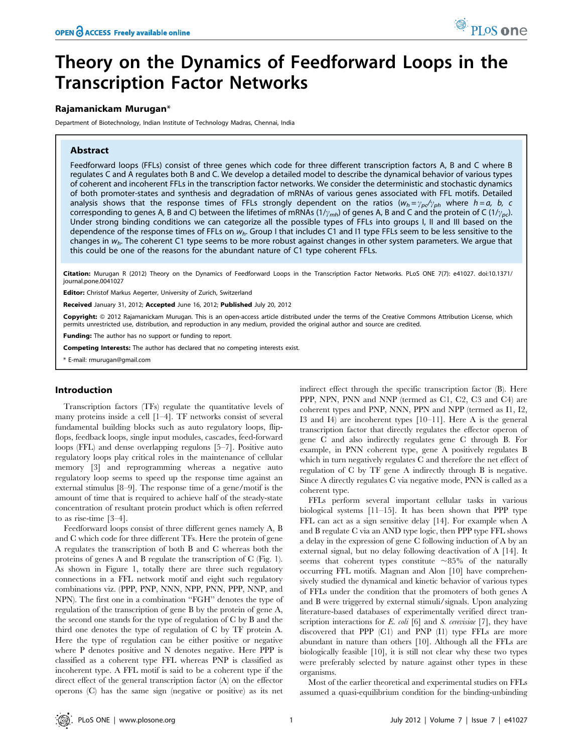# Theory on the Dynamics of Feedforward Loops in the Transcription Factor Networks

**Rajamanickam Murugan***

Department of Biotechnology, Indian Institute of Technology Madras, Chennai, India

## Abstract

Feedforward loops (FFLs) consist of three genes which code for three different transcription factors A, B and C where B regulates C and A regulates both B and C. We develop a detailed model to describe the dynamical behavior of various types of coherent and incoherent FFLs in the transcription factor networks. We consider the deterministic and stochastic dynamics of both promoter-states and synthesis and degradation of mRNAs of various genes associated with FFL motifs. Detailed analysis shows that the response times of FFLs strongly dependent on the ratios ($w_h = \gamma_{pc}/\gamma_{ph}$ where $h = a$, $b$, $c$ corresponding to genes A, B and C) between the lifetimes of mRNAs ($1/\gamma_{mh}$) of genes A, B and C and the protein of C ($1/\gamma_{pc}$). Under strong binding conditions we can categorize all the possible types of FFLs into groups I, II and III based on the dependence of the response times of FFLs on $w_h$. Group I that includes C1 and I1 type FFLs seem to be less sensitive to the changes in $w_h$. The coherent C1 type seems to be more robust against changes in other system parameters. We argue that this could be one of the reasons for the abundant nature of C1 type coherent FFLs.

**Citation:** Murugan R (2012) Theory on the Dynamics of Feedforward Loops in the Transcription Factor Networks. PLoS ONE 7(7): e41027. doi:10.1371/journal.pone.0041027

**Editor:** Christof Markus Aegerter, University of Zurich, Switzerland

**Received** January 31, 2012; **Accepted** June 16, 2012; **Published** July 20, 2012

**Copyright:** © 2012 Rajamanickam Murugan. This is an open-access article distributed under the terms of the Creative Commons Attribution License, which permits unrestricted use, distribution, and reproduction in any medium, provided the original author and source are credited.

**Funding:** The author has no support or funding to report.

**Competing Interests:** The author has declared that no competing interests exist.

* E-mail: rmurugan@gmail.com

## Introduction

Transcription factors (TFs) regulate the quantitative levels of many proteins inside a cell [1–4]. TF networks consist of several fundamental building blocks such as auto regulatory loops, flip-flops, feedback loops, single input modules, cascades, feed-forward loops (FFL) and dense overlapping regulons [5–7]. Positive auto regulatory loops play critical roles in the maintenance of cellular memory [3] and reprogramming whereas a negative auto regulatory loop seems to speed up the response time against an external stimulus [8–9]. The response time of a gene/motif is the amount of time that is required to achieve half of the steady-state concentration of resultant protein product which is often referred to as rise-time [3–4].

Feedforward loops consist of three different genes namely A, B and C which code for three different TFs. Here the protein of gene A regulates the transcription of both B and C whereas both the proteins of genes A and B regulate the transcription of C (Fig. 1). As shown in Figure 1, totally there are three such regulatory connections in a FFL network motif and eight such regulatory combinations viz. (PPP, PNP, NNN, NPP, PNN, PPP, NNP, and NPN). The first one in a combination "FGH" denotes the type of regulation of the transcription of gene B by the protein of gene A, the second one stands for the type of regulation of C by B and the third one denotes the type of regulation of C by TF protein A. Here the type of regulation can be either positive or negative where P denotes positive and N denotes negative. Here PPP is classified as a coherent type FFL whereas PNP is classified as incoherent type. A FFL motif is said to be a coherent type if the direct effect of the general transcription factor (A) on the effector operons (C) has the same sign (negative or positive) as its net indirect effect through the specific transcription factor (B). Here PPP, NPN, PNN and NNP (termed as C1, C2, C3 and C4) are coherent types and PNP, NNN, PPN and NPP (termed as I1, I2, I3 and I4) are incoherent types [10–11]. Here A is the general transcription factor that directly regulates the effector operon of gene C and also indirectly regulates gene C through B. For example, in PNN coherent type, gene A positively regulates B which in turn negatively regulates C and therefore the net effect of regulation of C by TF gene A indirectly through B is negative. Since A directly regulates C via negative mode, PNN is called as a coherent type.

FFLs perform several important cellular tasks in various biological systems [11–15]. It has been shown that PPP type FFL can act as a sign sensitive delay [14]. For example when A and B regulate C via an AND type logic, then PPP type FFL shows a delay in the expression of gene C following induction of A by an external signal, but no delay following deactivation of A [14]. It seems that coherent types constitute ~85% of the naturally occurring FFL motifs. Magnan and Alon [10] have comprehensively studied the dynamical and kinetic behavior of various types of FFLs under the condition that the promoters of both genes A and B were triggered by external stimuli/signals. Upon analyzing literature-based databases of experimentally verified direct transcription interactions for *E. coli* [6] and *S. cerevisiae* [7], they have discovered that PPP (C1) and PNP (I1) type FFLs are more abundant in nature than others [10]. Although all the FFLs are biologically feasible [10], it is still not clear why these two types were preferably selected by nature against other types in these organisms.

Most of the earlier theoretical and experimental studies on FFLs assumed a quasi-equilibrium condition for the binding-unbinding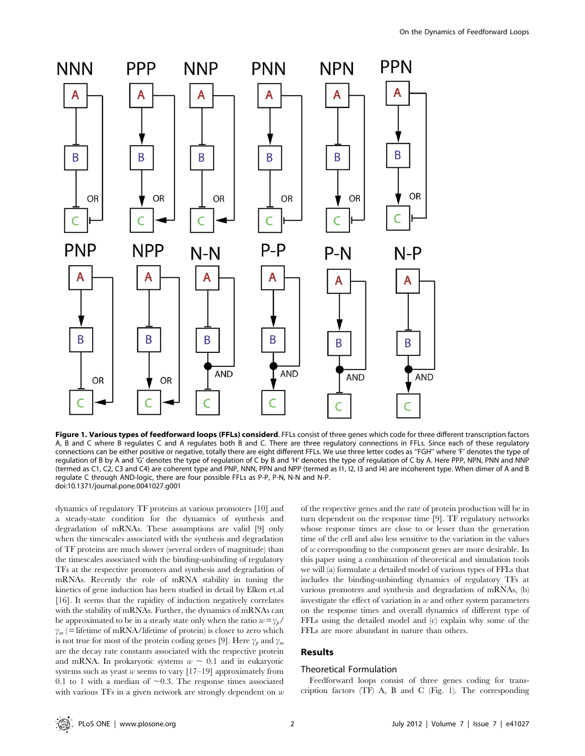**Figure 1. Various types of feedforward loops (FFLs) considerd.** FFLs consist of three genes which code for three different transcription factors A, B and C where B regulates C and A regulates both B and C. There are three regulatory connections in FFLs. Since each of these regulatory connections can be either positive or negative, totally there are eight different FFLs. We use three letter codes as "FGH" where 'F' denotes the type of regulation of B by A and 'G' denotes the type of regulation of C by B and 'H' denotes the type of regulation of C by A. Here PPP, NPN, PNN and NNP (termed as C1, C2, C3 and C4) are coherent type and PNP, NNN, PPN and NPP (termed as I1, I2, I3 and I4) are incoherent type. When dimer of A and B regulate C through AND-logic, there are four possible FFLs as P-P, P-N, N-N and N-P.
doi:10.1371/journal.pone.0041027.g001

dynamics of regulatory TF proteins at various promoters [10] and a steady-state condition for the dynamics of synthesis and degradation of mRNAs. These assumptions are valid [9] only when the timescales associated with the synthesis and degradation of TF proteins are much slower (several orders of magnitude) than the timescales associated with the binding-unbinding of regulatory TFs at the respective promoters and synthesis and degradation of mRNAs. Recently the role of mRNA stability in tuning the kinetics of gene induction has been studied in detail by Elkon et.al [16]. It seems that the rapidity of induction negatively correlates with the stability of mRNAs. Further, the dynamics of mRNAs can be approximated to be in a steady state only when the ratio $w = \gamma_p / \gamma_m$ (= lifetime of mRNA/lifetime of protein) is closer to zero which is not true for most of the protein coding genes [9]. Here $\gamma_p$ and $\gamma_m$ are the decay rate constants associated with the respective protein and mRNA. In prokaryotic systems $w \sim 0.1$ and in eukaryotic systems such as yeast $w$ seems to vary [17–19] approximately from 0.1 to 1 with a median of $\sim$0.3. The response times associated with various TFs in a given network are strongly dependent on $w$ of the respective genes and the rate of protein production will be in turn dependent on the response time [9]. TF regulatory networks whose response times are close to or lesser than the generation time of the cell and also less sensitive to the variation in the values of $w$ corresponding to the component genes are more desirable. In this paper using a combination of theoretical and simulation tools we will (a) formulate a detailed model of various types of FFLs that includes the binding-unbinding dynamics of regulatory TFs at various promoters and synthesis and degradation of mRNAs, (b) investigate the effect of variation in $w$ and other system parameters on the response times and overall dynamics of different type of FFLs using the detailed model and (c) explain why some of the FFLs are more abundant in nature than others.

## Results

### Theoretical Formulation

Feedforward loops consist of three genes coding for transcription factors (TF) A, B and C (Fig. 1). The corresponding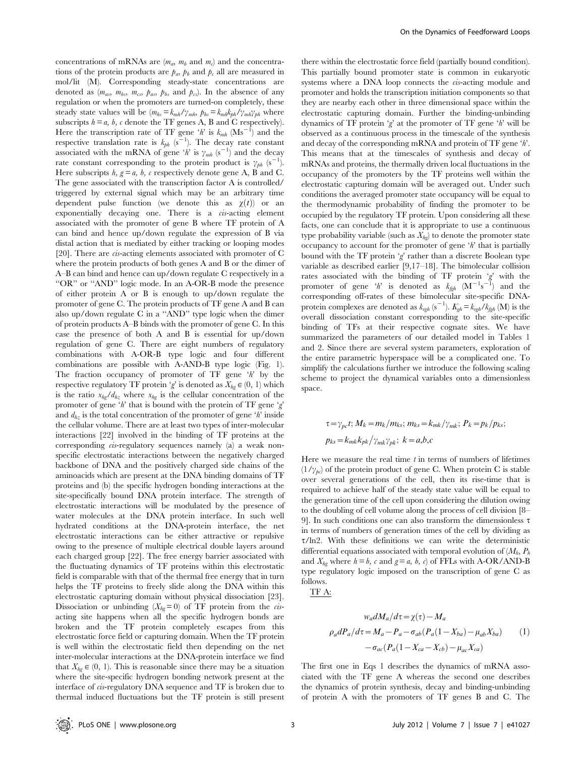concentrations of mRNAs are ($m_a$, $m_b$ and $m_c$) and the concentrations of the protein products are $p_a$, $p_b$ and $p_c$ all are measured in mol/lit (M). Corresponding steady-state concentrations are denoted as ($m_{as}$, $m_{bs}$, $m_{cs}$, $p_{as}$, $p_{bs}$ and $p_{cs}$). In the absence of any regulation or when the promoters are turned-on completely, these steady state values will be ($m_{hs} = k_{mh}/\gamma_{mh}$, $p_{hs} = k_{mh}k_{ph}/\gamma_{mh}\gamma_{ph}$ where subscripts $h = a, b, c$ denote the TF genes A, B and C respectively). Here the transcription rate of TF gene '$h$' is $k_{mh}$ ($Ms^{-1}$) and the respective translation rate is $k_{ph}$ ($s^{-1}$). The decay rate constant associated with the mRNA of gene '$h$' is $\gamma_{mh}$ ($s^{-1}$) and the decay rate constant corresponding to the protein product is $\gamma_{ph}$ ($s^{-1}$). Here subscripts $h, g = a, b, c$ respectively denote gene A, B and C. The gene associated with the transcription factor A is controlled/triggered by external signal which may be an arbitrary time dependent pulse function (we denote this as $\chi(t)$) or an exponentially decaying one. There is a *cis*-acting element associated with the promoter of gene B where TF protein of A can bind and hence up/down regulate the expression of B via distal action that is mediated by either tracking or looping modes [20]. There are *cis*-acting elements associated with promoter of C where the protein products of both genes A and B or the dimer of A–B can bind and hence can up/down regulate C respectively in a "OR" or "AND" logic mode. In an A-OR-B mode the presence of either protein A or B is enough to up/down regulate the promoter of gene C. The protein products of TF gene A and B can also up/down regulate C in a "AND" type logic when the dimer of protein products A–B binds with the promoter of gene C. In this case the presence of both A and B is essential for up/down regulation of gene C. There are eight numbers of regulatory combinations with A-OR-B type logic and four different combinations are possible with A-AND-B type logic (Fig. 1). The fraction occupancy of promoter of TF gene '$h$' by the respective regulatory TF protein '$g$' is denoted as $X_{hg} \in (0, 1)$ which is the ratio $x_{hg}/d_{hz}$ where $x_{hg}$ is the cellular concentration of the promoter of gene '$h$' that is bound with the protein of TF gene '$g$' and $d_{hz}$ is the total concentration of the promoter of gene '$h$' inside the cellular volume. There are at least two types of inter-molecular interactions [22] involved in the binding of TF proteins at the corresponding *cis*-regulatory sequences namely (a) a weak non-specific electrostatic interactions between the negatively charged backbone of DNA and the positively charged side chains of the aminoacids which are present at the DNA binding domains of TF proteins and (b) the specific hydrogen bonding interactions at the site-specifically bound DNA protein interface. The strength of electrostatic interactions will be modulated by the presence of water molecules at the DNA protein interface. In such well hydrated conditions at the DNA-protein interface, the net electrostatic interactions can be either attractive or repulsive owing to the presence of multiple electrical double layers around each charged group [22]. The free energy barrier associated with the fluctuating dynamics of TF proteins within this electrostatic field is comparable with that of the thermal free energy that in turn helps the TF proteins to freely slide along the DNA within this electrostatic capturing domain without physical dissociation [23]. Dissociation or unbinding ($X_{hg} = 0$) of TF protein from the *cis*-acting site happens when all the specific hydrogen bonds are broken and the TF protein completely escapes from this electrostatic force field or capturing domain. When the TF protein is well within the electrostatic field then depending on the net inter-molecular interactions at the DNA-protein interface we find that $X_{hg} \in (0, 1)$. This is reasonable since there may be a situation where the site-specific hydrogen bonding network present at the interface of *cis*-regulatory DNA sequence and TF is broken due to thermal induced fluctuations but the TF protein is still present there within the electrostatic force field (partially bound condition). This partially bound promoter state is common in eukaryotic systems where a DNA loop connects the *cis*-acting module and promoter and holds the transcription initiation components so that they are nearby each other in three dimensional space within the electrostatic capturing domain. Further the binding-unbinding dynamics of TF protein '$g$' at the promoter of TF gene '$h$' will be observed as a continuous process in the timescale of the synthesis and decay of the corresponding mRNA and protein of TF gene '$h$'. This means that at the timescales of synthesis and decay of mRNAs and proteins, the thermally driven local fluctuations in the occupancy of the promoters by the TF proteins well within the electrostatic capturing domain will be averaged out. Under such conditions the averaged promoter state occupancy will be equal to the thermodynamic probability of finding the promoter to be occupied by the regulatory TF protein. Upon considering all these facts, one can conclude that it is appropriate to use a continuous type probability variable (such as $X_{hg}$) to denote the promoter state occupancy to account for the promoter of gene '$h$' that is partially bound with the TF protein '$g$' rather than a discrete Boolean type variable as described earlier [9,17–18]. The bimolecular collision rates associated with the binding of TF protein '$g$' with the promoter of gene '$h$' is denoted as $k_{fgh}$ ($M^{-1}s^{-1}$) and the corresponding off-rates of these bimolecular site-specific DNA-protein complexes are denoted as $k_{rgh}$ ($s^{-1}$). $K_{gh} = k_{rgh}/k_{fgh}$ (M) is the overall dissociation constant corresponding to the site-specific binding of TFs at their respective cognate sites. We have summarized the parameters of our detailed model in Tables 1 and 2. Since there are several system parameters, exploration of the entire parametric hyperspace will be a complicated one. To simplify the calculations further we introduce the following scaling scheme to project the dynamical variables onto a dimensionless space.

$$\tau = \gamma_{pc}t;\, M_k = m_k/m_{ks};\, m_{ks} = k_{mk}/\gamma_{mk};\, P_k = p_k/p_{ks};$$
$$p_{ks} = k_{mk}k_{pk}/\gamma_{mk}\gamma_{pk};\; k = a,b,c$$

Here we measure the real time $t$ in terms of numbers of lifetimes ($1/\gamma_{pc}$) of the protein product of gene C. When protein C is stable over several generations of the cell, then its rise-time that is required to achieve half of the steady state value will be equal to the generation time of the cell upon considering the dilution owing to the doubling of cell volume along the process of cell division [8–9]. In such conditions one can also transform the dimensionless $\tau$ in terms of numbers of generation times of the cell by dividing as $\tau/\ln 2$. With these definitions we can write the deterministic differential equations associated with temporal evolution of ($M_h$, $P_h$ and $X_{hg}$ where $h = b$, $c$ and $g = a$, $b$, $c$) of FFLs with A-OR/AND-B type regulatory logic imposed on the transcription of gene C as follows.

TF A:

$$\begin{aligned} w_a dM_a/d\tau &= \chi(\tau) - M_a \\ \rho_a dP_a/d\tau &= M_a - P_a - \sigma_{ab}(P_a(1 - X_{ba}) - \mu_{ab}X_{ba}) \\ &\quad - \sigma_{ac}(P_a(1 - X_{ca} - X_{cb}) - \mu_{ac}X_{ca}) \end{aligned} \tag{1}$$

The first one in Eqs 1 describes the dynamics of mRNA associated with the TF gene A whereas the second one describes the dynamics of protein synthesis, decay and binding-unbinding of protein A with the promoters of TF genes B and C. The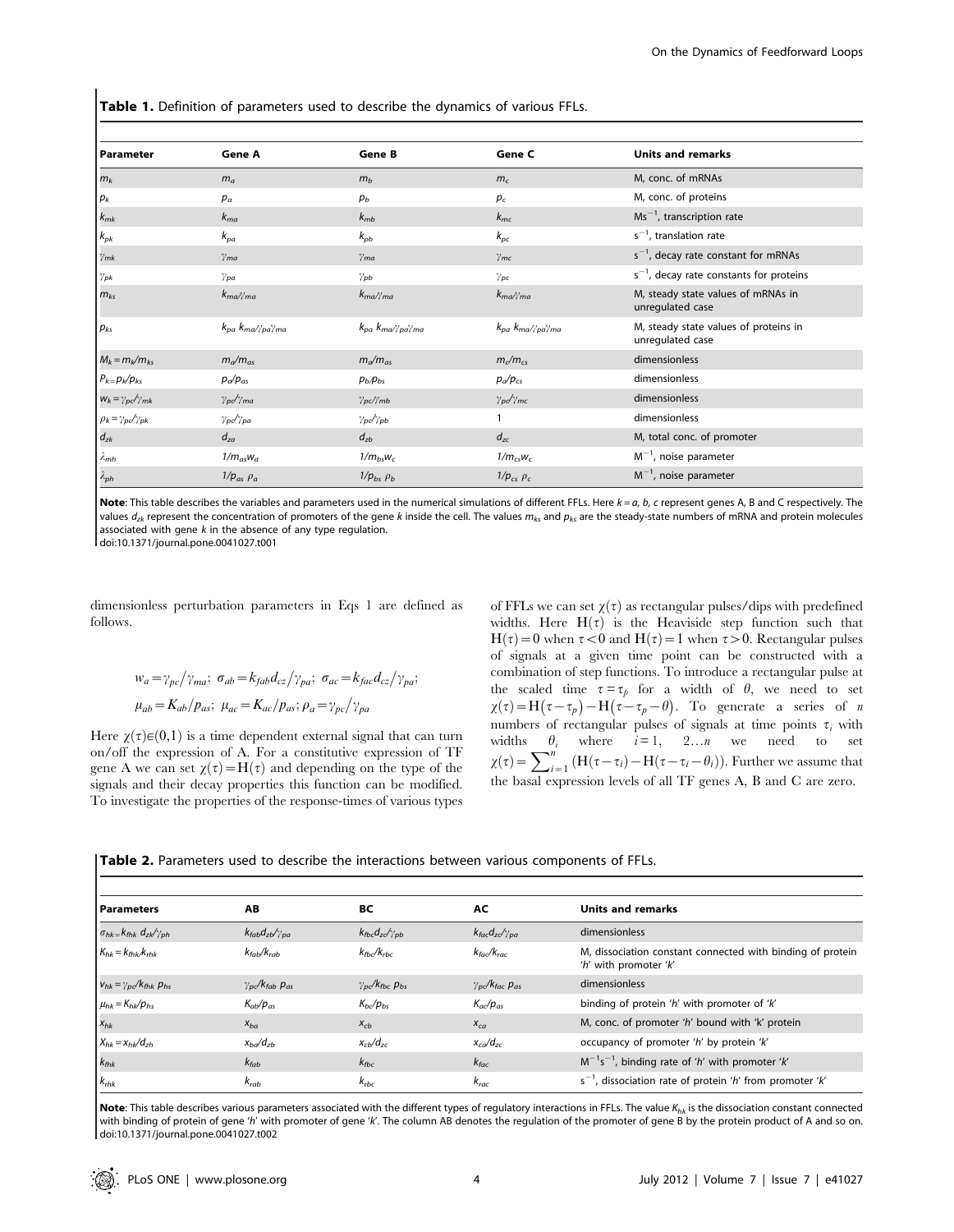**Table 1.** Definition of parameters used to describe the dynamics of various FFLs.

| Parameter | Gene A | Gene B | Gene C | Units and remarks |
|---|---|---|---|---|
| $m_k$ | $m_a$ | $m_b$ | $m_c$ | M, conc. of mRNAs |
| $p_k$ | $p_a$ | $p_b$ | $p_c$ | M, conc. of proteins |
| $k_{mk}$ | $k_{ma}$ | $k_{mb}$ | $k_{mc}$ | $Ms^{-1}$, transcription rate |
| $k_{pk}$ | $k_{pa}$ | $k_{pb}$ | $k_{pc}$ | $s^{-1}$, translation rate |
| $\gamma_{mk}$ | $\gamma_{ma}$ | $\gamma_{ma}$ | $\gamma_{mc}$ | $s^{-1}$, decay rate constant for mRNAs |
| $\gamma_{pk}$ | $\gamma_{pa}$ | $\gamma_{pb}$ | $\gamma_{pc}$ | $s^{-1}$, decay rate constants for proteins |
| $m_{ks}$ | $k_{ma}/\gamma_{ma}$ | $k_{ma}/\gamma_{ma}$ | $k_{ma}/\gamma_{ma}$ | M, steady state values of mRNAs in unregulated case |
| $p_{ks}$ | $k_{pa}\ k_{ma}/\gamma_{pa}\gamma_{ma}$ | $k_{pa}\ k_{ma}/\gamma_{pa}\gamma_{ma}$ | $k_{pa}\ k_{ma}/\gamma_{pa}\gamma_{ma}$ | M, steady state values of proteins in unregulated case |
| $M_k = m_k/m_{ks}$ | $m_a/m_{as}$ | $m_a/m_{as}$ | $m_c/m_{cs}$ | dimensionless |
| $P_k = p_k/p_{ks}$ | $p_a/p_{as}$ | $p_b/p_{bs}$ | $p_a/p_{cs}$ | dimensionless |
| $w_k = \gamma_{pc}/\gamma_{mk}$ | $\gamma_{pc}/\gamma_{ma}$ | $\gamma_{pc}/\gamma_{mb}$ | $\gamma_{pc}/\gamma_{mc}$ | dimensionless |
| $\rho_k = \gamma_{pc}/\gamma_{pk}$ | $\gamma_{pc}/\gamma_{pa}$ | $\gamma_{pc}/\gamma_{pb}$ | 1 | dimensionless |
| $d_{zk}$ | $d_{za}$ | $d_{zb}$ | $d_{zc}$ | M, total conc. of promoter |
| $\lambda_{mh}$ | $1/m_{as}w_a$ | $1/m_{bs}w_c$ | $1/m_{cs}w_c$ | $M^{-1}$, noise parameter |
| $\lambda_{ph}$ | $1/p_{as}\ \rho_a$ | $1/p_{bs}\ \rho_b$ | $1/p_{cs}\ \rho_c$ | $M^{-1}$, noise parameter |

**Note**: This table describes the variables and parameters used in the numerical simulations of different FFLs. Here $k = a, b, c$ represent genes A, B and C respectively. The values $d_{zk}$ represent the concentration of promoters of the gene $k$ inside the cell. The values $m_{ks}$ and $p_{ks}$ are the steady-state numbers of mRNA and protein molecules associated with gene $k$ in the absence of any type regulation.
doi:10.1371/journal.pone.0041027.t001

dimensionless perturbation parameters in Eqs 1 are defined as follows.

$$w_a = \gamma_{pc}/\gamma_{ma};\ \sigma_{ab} = k_{fab}d_{cz}/\gamma_{pa};\ \sigma_{ac} = k_{fac}d_{cz}/\gamma_{pa};$$
$$\mu_{ab} = K_{ab}/p_{as};\ \mu_{ac} = K_{ac}/p_{as};\ \rho_a = \gamma_{pc}/\gamma_{pa}$$

Here $\chi(\tau) \in (0,1)$ is a time dependent external signal that can turn on/off the expression of A. For a constitutive expression of TF gene A we can set $\chi(\tau) = \mathrm{H}(\tau)$ and depending on the type of the signals and their decay properties this function can be modified. To investigate the properties of the response-times of various types of FFLs we can set $\chi(\tau)$ as rectangular pulses/dips with predefined widths. Here $\mathrm{H}(\tau)$ is the Heaviside step function such that $\mathrm{H}(\tau) = 0$ when $\tau < 0$ and $\mathrm{H}(\tau) = 1$ when $\tau > 0$. Rectangular pulses of signals at a given time point can be constructed with a combination of step functions. To introduce a rectangular pulse at the scaled time $\tau = \tau_p$ for a width of $\theta$, we need to set $\chi(\tau) = \mathrm{H}(\tau - \tau_p) - \mathrm{H}(\tau - \tau_p - \theta)$. To generate a series of $n$ numbers of rectangular pulses of signals at time points $\tau_i$ with widths $\theta_i$ where $i = 1,\ 2 \ldots n$ we need to set $\chi(\tau) = \sum_{i=1}^{n} (\mathrm{H}(\tau - \tau_i) - \mathrm{H}(\tau - \tau_i - \theta_i))$. Further we assume that the basal expression levels of all TF genes A, B and C are zero.

**Table 2.** Parameters used to describe the interactions between various components of FFLs.

| Parameters | AB | BC | AC | Units and remarks |
|---|---|---|---|---|
| $\sigma_{hk} = k_{fhk}\ d_{zk}/\gamma_{ph}$ | $k_{fab}d_{zb}/\gamma_{pa}$ | $k_{fbc}d_{zc}/\gamma_{pb}$ | $k_{fac}d_{zc}/\gamma_{pa}$ | dimensionless |
| $K_{hk} = k_{fhk}/k_{rhk}$ | $k_{fab}/k_{rab}$ | $k_{fbc}/k_{rbc}$ | $k_{fac}/k_{rac}$ | M, dissociation constant connected with binding of protein 'h' with promoter 'k' |
| $v_{hk} = \gamma_{pc}/k_{fhk}\ p_{hs}$ | $\gamma_{pc}/k_{fab}\ p_{as}$ | $\gamma_{pc}/k_{fbc}\ p_{bs}$ | $\gamma_{pc}/k_{fac}\ p_{as}$ | dimensionless |
| $\mu_{hk} = K_{hk}/p_{hs}$ | $K_{ab}/p_{as}$ | $K_{bc}/p_{bs}$ | $K_{ac}/p_{as}$ | binding of protein 'h' with promoter of 'k' |
| $x_{hk}$ | $x_{ba}$ | $x_{cb}$ | $x_{ca}$ | M, conc. of promoter 'h' bound with 'k' protein |
| $X_{hk} = x_{hk}/d_{zh}$ | $x_{ba}/d_{zb}$ | $x_{cb}/d_{zc}$ | $x_{ca}/d_{zc}$ | occupancy of promoter 'h' by protein 'k' |
| $k_{fhk}$ | $k_{fab}$ | $k_{fbc}$ | $k_{fac}$ | $M^{-1}s^{-1}$, binding rate of 'h' with promoter 'k' |
| $k_{rhk}$ | $k_{rab}$ | $k_{rbc}$ | $k_{rac}$ | $s^{-1}$, dissociation rate of protein 'h' from promoter 'k' |

**Note**: This table describes various parameters associated with the different types of regulatory interactions in FFLs. The value $K_{hk}$ is the dissociation constant connected with binding of protein of gene 'h' with promoter of gene 'k'. The column AB denotes the regulation of the promoter of gene B by the protein product of A and so on.
doi:10.1371/journal.pone.0041027.t002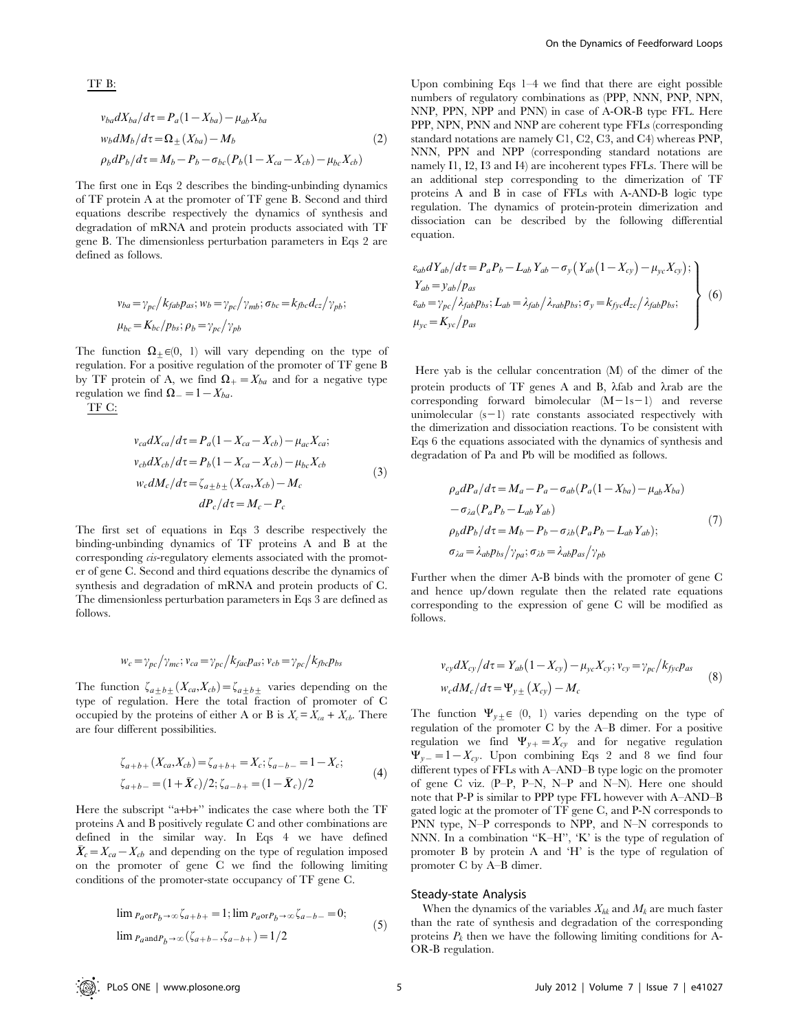TF B:

$$
\begin{aligned}
&v_{ba}dX_{ba}/d\tau = P_a(1-X_{ba}) - \mu_{ab}X_{ba}\\
&w_b dM_b/d\tau = \Omega_{\pm}(X_{ba}) - M_b\\
&\rho_b dP_b/d\tau = M_b - P_b - \sigma_{bc}(P_b(1-X_{ca}-X_{cb}) - \mu_{bc}X_{cb})
\end{aligned}
\tag{2}
$$

The first one in Eqs 2 describes the binding-unbinding dynamics of TF protein A at the promoter of TF gene B. Second and third equations describe respectively the dynamics of synthesis and degradation of mRNA and protein products associated with TF gene B. The dimensionless perturbation parameters in Eqs 2 are defined as follows.

$$
\begin{aligned}
&v_{ba} = \gamma_{pc}/k_{fab}p_{as};\, w_b = \gamma_{pc}/\gamma_{mb};\, \sigma_{bc} = k_{fbc}d_{cz}/\gamma_{pb};\\
&\mu_{bc} = K_{bc}/p_{bs};\, \rho_b = \gamma_{pc}/\gamma_{pb}
\end{aligned}
$$

The function $\Omega_{\pm} \in (0,\ 1)$ will vary depending on the type of regulation. For a positive regulation of the promoter of TF gene B by TF protein of A, we find $\Omega_{+} = X_{ba}$ and for a negative type regulation we find $\Omega_{-} = 1 - X_{ba}$.

TF C:

$$
\begin{aligned}
&v_{ca}dX_{ca}/d\tau = P_a(1-X_{ca}-X_{cb}) - \mu_{ac}X_{ca};\\
&v_{cb}dX_{cb}/d\tau = P_b(1-X_{ca}-X_{cb}) - \mu_{bc}X_{cb}\\
&w_c dM_c/d\tau = \zeta_{a\pm b\pm}(X_{ca},X_{cb}) - M_c\\
&dP_c/d\tau = M_c - P_c
\end{aligned}
\tag{3}
$$

The first set of equations in Eqs 3 describe respectively the binding-unbinding dynamics of TF proteins A and B at the corresponding *cis*-regulatory elements associated with the promoter of gene C. Second and third equations describe the dynamics of synthesis and degradation of mRNA and protein products of C. The dimensionless perturbation parameters in Eqs 3 are defined as follows.

$$
w_c = \gamma_{pc}/\gamma_{mc};\, v_{ca} = \gamma_{pc}/k_{fac}p_{as};\, v_{cb} = \gamma_{pc}/k_{fbc}p_{bs}
$$

The function $\zeta_{a\pm b\pm}(X_{ca},X_{cb}) = \zeta_{a\pm b\pm}$ varies depending on the type of regulation. Here the total fraction of promoter of C occupied by the proteins of either A or B is $X_c = X_{ca} + X_{cb}$. There are four different possibilities.

$$
\begin{aligned}
&\zeta_{a+b+}(X_{ca},X_{cb}) = \zeta_{a+b+} = X_c;\, \zeta_{a-b-} = 1 - X_c;\\
&\zeta_{a+b-} = (1+\bar{X}_c)/2;\, \zeta_{a-b+} = (1-\bar{X}_c)/2
\end{aligned}
\tag{4}
$$

Here the subscript "a+b+" indicates the case where both the TF proteins A and B positively regulate C and other combinations are defined in the similar way. In Eqs 4 we have defined $\bar{X}_c = X_{ca} - X_{cb}$ and depending on the type of regulation imposed on the promoter of gene C we find the following limiting conditions of the promoter-state occupancy of TF gene C.

$$
\begin{aligned}
&\lim_{P_a \text{or} P_b \to \infty} \zeta_{a+b+} = 1;\, \lim_{P_a \text{or} P_b \to \infty} \zeta_{a-b-} = 0;\\
&\lim_{P_a \text{and} P_b \to \infty} (\zeta_{a+b-}, \zeta_{a-b+}) = 1/2
\end{aligned}
\tag{5}
$$

Upon combining Eqs 1–4 we find that there are eight possible numbers of regulatory combinations as (PPP, NNN, PNP, NPN, NNP, PPN, NPP and PNN) in case of A-OR-B type FFL. Here PPP, NPN, PNN and NNP are coherent type FFLs (corresponding standard notations are namely C1, C2, C3, and C4) whereas PNP, NNN, PPN and NPP (corresponding standard notations are namely I1, I2, I3 and I4) are incoherent types FFLs. There will be an additional step corresponding to the dimerization of TF proteins A and B in case of FFLs with A-AND-B logic type regulation. The dynamics of protein-protein dimerization and dissociation can be described by the following differential equation.

$$
\left.
\begin{aligned}
&\varepsilon_{ab}dY_{ab}/d\tau = P_aP_b - L_{ab}Y_{ab} - \sigma_y\left(Y_{ab}(1-X_{cy}) - \mu_{yc}X_{cy}\right);\\
&Y_{ab} = y_{ab}/p_{as}\\
&\varepsilon_{ab} = \gamma_{pc}/\lambda_{fab}p_{bs};\, L_{ab} = \lambda_{fab}/\lambda_{rab}p_{bs};\, \sigma_y = k_{fyc}d_{zc}/\lambda_{fab}p_{bs};\\
&\mu_{yc} = K_{yc}/p_{as}
\end{aligned}
\right\}
\tag{6}
$$

Here yab is the cellular concentration (M) of the dimer of the protein products of TF genes A and B, λfab and λrab are the corresponding forward bimolecular (M−1s−1) and reverse unimolecular (s−1) rate constants associated respectively with the dimerization and dissociation reactions. To be consistent with Eqs 6 the equations associated with the dynamics of synthesis and degradation of Pa and Pb will be modified as follows.

$$
\begin{aligned}
&\rho_a dP_a/d\tau = M_a - P_a - \sigma_{ab}(P_a(1-X_{ba}) - \mu_{ab}X_{ba})\\
&\quad - \sigma_{\lambda a}(P_aP_b - L_{ab}Y_{ab})\\
&\rho_b dP_b/d\tau = M_b - P_b - \sigma_{\lambda b}(P_aP_b - L_{ab}Y_{ab});\\
&\sigma_{\lambda a} = \lambda_{ab}p_{bs}/\gamma_{pa};\, \sigma_{\lambda b} = \lambda_{ab}p_{as}/\gamma_{pb}
\end{aligned}
\tag{7}
$$

Further when the dimer A-B binds with the promoter of gene C and hence up/down regulate then the related rate equations corresponding to the expression of gene C will be modified as follows.

$$
\begin{aligned}
&v_{cy}dX_{cy}/d\tau = Y_{ab}(1-X_{cy}) - \mu_{yc}X_{cy};\, v_{cy} = \gamma_{pc}/k_{fyc}p_{as}\\
&w_c dM_c/d\tau = \Psi_{y\pm}(X_{cy}) - M_c
\end{aligned}
\tag{8}
$$

The function $\Psi_{y\pm} \in (0,\ 1)$ varies depending on the type of regulation of the promoter C by the A–B dimer. For a positive regulation we find $\Psi_{y+} = X_{cy}$ and for negative regulation $\Psi_{y-} = 1 - X_{cy}$. Upon combining Eqs 2 and 8 we find four different types of FFLs with A–AND–B type logic on the promoter of gene C viz. (P–P, P–N, N–P and N–N). Here one should note that P-P is similar to PPP type FFL however with A–AND–B gated logic at the promoter of TF gene C, and P-N corresponds to PNN type, N–P corresponds to NPP, and N–N corresponds to NNN. In a combination "K–H", 'K' is the type of regulation of promoter B by protein A and 'H' is the type of regulation of promoter C by A–B dimer.

## Steady-state Analysis

When the dynamics of the variables $X_{hk}$ and $M_k$ are much faster than the rate of synthesis and degradation of the corresponding proteins $P_k$ then we have the following limiting conditions for A-OR-B regulation.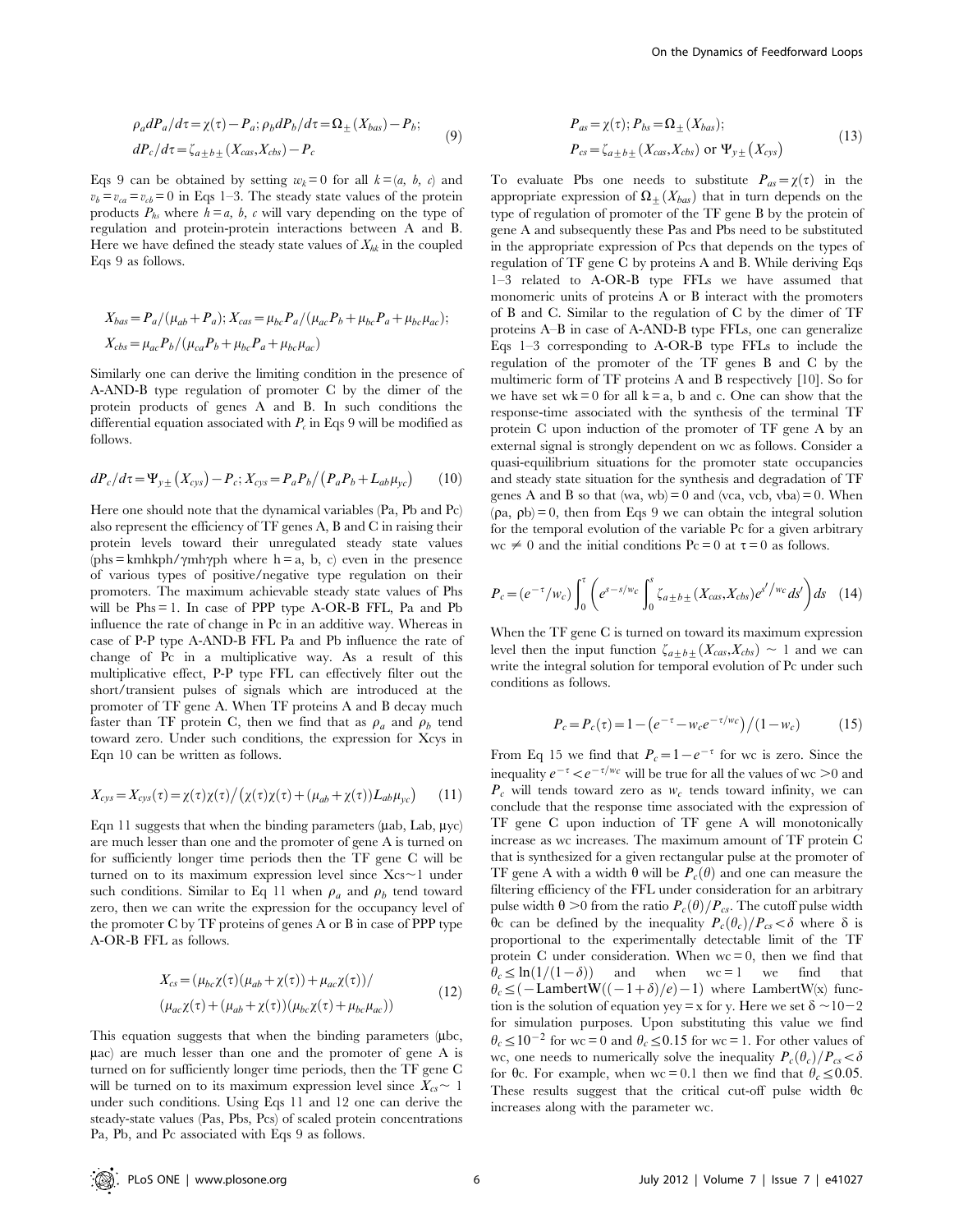$$\rho_a dP_a/d\tau = \chi(\tau) - P_a;\ \rho_b dP_b/d\tau = \Omega_{\pm}(X_{bas}) - P_b;$$
$$dP_c/d\tau = \zeta_{a\pm b\pm}(X_{cas}, X_{cbs}) - P_c \tag{9}$$

Eqs 9 can be obtained by setting $w_k = 0$ for all $k = (a,\ b,\ c)$ and $v_b = v_{ca} = v_{cb} = 0$ in Eqs 1–3. The steady state values of the protein products $P_{hs}$ where $h = a,\ b,\ c$ will vary depending on the type of regulation and protein-protein interactions between A and B. Here we have defined the steady state values of $X_{hk}$ in the coupled Eqs 9 as follows.

$$X_{bas} = P_a/(\mu_{ab} + P_a);\ X_{cas} = \mu_{bc} P_a/(\mu_{ac} P_b + \mu_{bc} P_a + \mu_{bc}\mu_{ac});$$
$$X_{cbs} = \mu_{ac} P_b/(\mu_{ca} P_b + \mu_{bc} P_a + \mu_{bc}\mu_{ac})$$

Similarly one can derive the limiting condition in the presence of A-AND-B type regulation of promoter C by the dimer of the protein products of genes A and B. In such conditions the differential equation associated with $P_c$ in Eqs 9 will be modified as follows.

$$dP_c/d\tau = \Psi_{y\pm}(X_{cys}) - P_c;\ X_{cys} = P_a P_b/(P_a P_b + L_{ab}\mu_{yc}) \tag{10}$$

Here one should note that the dynamical variables (Pa, Pb and Pc) also represent the efficiency of TF genes A, B and C in raising their protein levels toward their unregulated steady state values (phs = kmhkph/γmhγph where h = a, b, c) even in the presence of various types of positive/negative type regulation on their promoters. The maximum achievable steady state values of Phs will be Phs = 1. In case of PPP type A-OR-B FFL, Pa and Pb influence the rate of change in Pc in an additive way. Whereas in case of P-P type A-AND-B FFL Pa and Pb influence the rate of change of Pc in a multiplicative way. As a result of this multiplicative effect, P-P type FFL can effectively filter out the short/transient pulses of signals which are introduced at the promoter of TF gene A. When TF proteins A and B decay much faster than TF protein C, then we find that as $\rho_a$ and $\rho_b$ tend toward zero. Under such conditions, the expression for Xcys in Eqn 10 can be written as follows.

$$X_{cys} = X_{cys}(\tau) = \chi(\tau)\chi(\tau)/\left(\chi(\tau)\chi(\tau) + (\mu_{ab} + \chi(\tau))L_{ab}\mu_{yc}\right) \tag{11}$$

Eqn 11 suggests that when the binding parameters (μab, Lab, μyc) are much lesser than one and the promoter of gene A is turned on for sufficiently longer time periods then the TF gene C will be turned on to its maximum expression level since Xcs~1 under such conditions. Similar to Eq 11 when $\rho_a$ and $\rho_b$ tend toward zero, then we can write the expression for the occupancy level of the promoter C by TF proteins of genes A or B in case of PPP type A-OR-B FFL as follows.

$$X_{cs} = (\mu_{bc}\chi(\tau)(\mu_{ab} + \chi(\tau)) + \mu_{ac}\chi(\tau))/$$
$$(\mu_{ac}\chi(\tau) + (\mu_{ab} + \chi(\tau))(\mu_{bc}\chi(\tau) + \mu_{bc}\mu_{ac})) \tag{12}$$

This equation suggests that when the binding parameters (μbc, μac) are much lesser than one and the promoter of gene A is turned on for sufficiently longer time periods, then the TF gene C will be turned on to its maximum expression level since $X_{cs} \sim 1$ under such conditions. Using Eqs 11 and 12 one can derive the steady-state values (Pas, Pbs, Pcs) of scaled protein concentrations Pa, Pb, and Pc associated with Eqs 9 as follows.

$$P_{as} = \chi(\tau);\ P_{bs} = \Omega_{\pm}(X_{bas});$$
$$P_{cs} = \zeta_{a\pm b\pm}(X_{cas}, X_{cbs}) \text{ or } \Psi_{y\pm}(X_{cys}) \tag{13}$$

To evaluate Pbs one needs to substitute $P_{as} = \chi(\tau)$ in the appropriate expression of $\Omega_{\pm}(X_{bas})$ that in turn depends on the type of regulation of promoter of the TF gene B by the protein of gene A and subsequently these Pas and Pbs need to be substituted in the appropriate expression of Pcs that depends on the types of regulation of TF gene C by proteins A and B. While deriving Eqs 1–3 related to A-OR-B type FFLs we have assumed that monomeric units of proteins A or B interact with the promoters of B and C. Similar to the regulation of C by the dimer of TF proteins A–B in case of A-AND-B type FFLs, one can generalize Eqs 1–3 corresponding to A-OR-B type FFLs to include the regulation of the promoter of the TF genes B and C by the multimeric form of TF proteins A and B respectively [10]. So for we have set wk = 0 for all k = a, b and c. One can show that the response-time associated with the synthesis of the terminal TF protein C upon induction of the promoter of TF gene A by an external signal is strongly dependent on wc as follows. Consider a quasi-equilibrium situations for the promoter state occupancies and steady state situation for the synthesis and degradation of TF genes A and B so that (wa, wb) = 0 and (vca, vcb, vba) = 0. When (ρa, ρb) = 0, then from Eqs 9 we can obtain the integral solution for the temporal evolution of the variable Pc for a given arbitrary wc ≠ 0 and the initial conditions Pc = 0 at τ = 0 as follows.

$$P_c = (e^{-\tau}/w_c)\int_0^{\tau}\left(e^{s - s/w_c}\int_0^{s}\zeta_{a\pm b\pm}(X_{cas}, X_{cbs})e^{s'/w_c}ds'\right)ds \tag{14}$$

When the TF gene C is turned on toward its maximum expression level then the input function $\zeta_{a\pm b\pm}(X_{cas}, X_{cbs}) \sim 1$ and we can write the integral solution for temporal evolution of Pc under such conditions as follows.

$$P_c = P_c(\tau) = 1 - \left(e^{-\tau} - w_c e^{-\tau/w_c}\right)/(1 - w_c) \tag{15}$$

From Eq 15 we find that $P_c = 1 - e^{-\tau}$ for wc is zero. Since the inequality $e^{-\tau} < e^{-\tau/w_c}$ will be true for all the values of wc >0 and $P_c$ will tends toward zero as $w_c$ tends toward infinity, we can conclude that the response time associated with the expression of TF gene C upon induction of TF gene A will monotonically increase as wc increases. The maximum amount of TF protein C that is synthesized for a given rectangular pulse at the promoter of TF gene A with a width θ will be $P_c(\theta)$ and one can measure the filtering efficiency of the FFL under consideration for an arbitrary pulse width θ >0 from the ratio $P_c(\theta)/P_{cs}$. The cutoff pulse width θc can be defined by the inequality $P_c(\theta_c)/P_{cs} < \delta$ where δ is proportional to the experimentally detectable limit of the TF protein C under consideration. When wc = 0, then we find that $\theta_c \le \ln(1/(1-\delta))$ and when wc = 1 we find that $\theta_c \le (-\text{LambertW}((-1+\delta)/e) - 1)$ where LambertW(x) function is the solution of equation yey = x for y. Here we set δ ~10−2 for simulation purposes. Upon substituting this value we find $\theta_c \le 10^{-2}$ for wc = 0 and $\theta_c \le 0.15$ for wc = 1. For other values of wc, one needs to numerically solve the inequality $P_c(\theta_c)/P_{cs} < \delta$ for θc. For example, when wc = 0.1 then we find that $\theta_c \le 0.05$. These results suggest that the critical cut-off pulse width θc increases along with the parameter wc.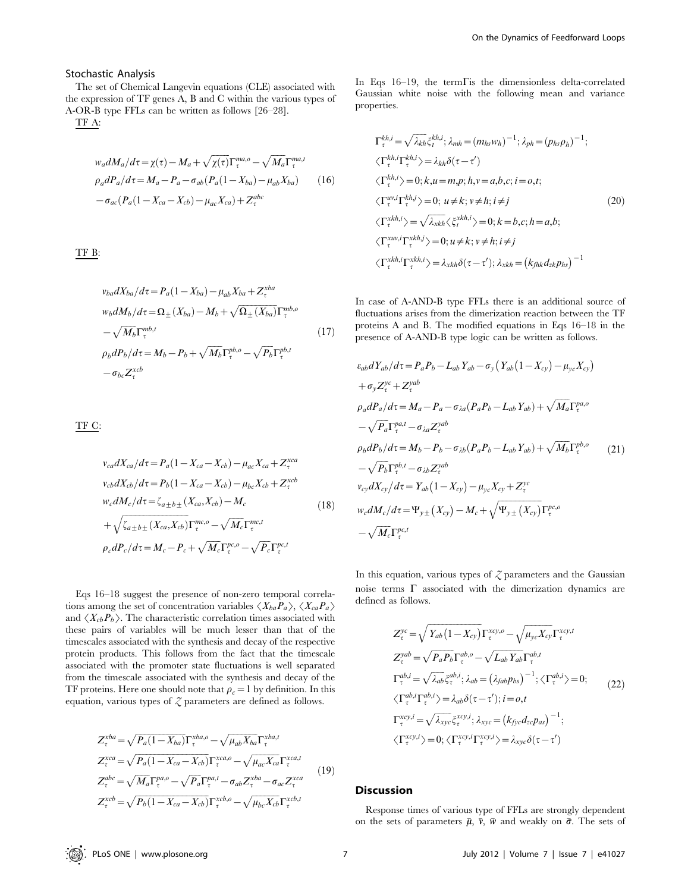### Stochastic Analysis

The set of Chemical Langevin equations (CLE) associated with the expression of TF genes A, B and C within the various types of A-OR-B type FFLs can be written as follows [26–28].

TF A:

$$
\begin{aligned}
&w_a dM_a/d\tau = \chi(\tau) - M_a + \sqrt{\chi(\tau)}\Gamma_\tau^{ma,o} - \sqrt{M_a}\Gamma_\tau^{ma,t} \\
&\rho_a dP_a/d\tau = M_a - P_a - \sigma_{ab}(P_a(1-X_{ba}) - \mu_{ab}X_{ba}) \\
&-\sigma_{ac}(P_a(1-X_{ca}-X_{cb}) - \mu_{ac}X_{ca}) + Z_\tau^{abc}
\end{aligned} \tag{16}
$$

TF B:

$$
\begin{aligned}
&v_{ba} dX_{ba}/d\tau = P_a(1-X_{ba}) - \mu_{ab}X_{ba} + Z_\tau^{xba} \\
&w_b dM_b/d\tau = \Omega_\pm(X_{ba}) - M_b + \sqrt{\Omega_\pm(X_{ba})}\Gamma_\tau^{mb,o} \\
&-\sqrt{M_b}\Gamma_\tau^{mb,t} \\
&\rho_b dP_b/d\tau = M_b - P_b + \sqrt{M_b}\Gamma_\tau^{pb,o} - \sqrt{P_b}\Gamma_\tau^{pb,t} \\
&-\sigma_{bc}Z_\tau^{xcb}
\end{aligned} \tag{17}
$$

TF C:

$$
\begin{aligned}
&v_{ca} dX_{ca}/d\tau = P_a(1-X_{ca}-X_{cb}) - \mu_{ac}X_{ca} + Z_\tau^{xca} \\
&v_{cb} dX_{cb}/d\tau = P_b(1-X_{ca}-X_{cb}) - \mu_{bc}X_{cb} + Z_\tau^{xcb} \\
&w_c dM_c/d\tau = \zeta_{a\pm b\pm}(X_{ca},X_{cb}) - M_c \\
&+\sqrt{\zeta_{a\pm b\pm}(X_{ca},X_{cb})}\Gamma_\tau^{mc,o} - \sqrt{M_c}\Gamma_\tau^{mc,t} \\
&\rho_c dP_c/d\tau = M_c - P_c + \sqrt{M_c}\Gamma_\tau^{pc,o} - \sqrt{P_c}\Gamma_\tau^{pc,t}
\end{aligned} \tag{18}
$$

Eqs 16–18 suggest the presence of non-zero temporal correlations among the set of concentration variables $\langle X_{ba}P_a\rangle$, $\langle X_{ca}P_a\rangle$ and $\langle X_{cb}P_b\rangle$. The characteristic correlation times associated with these pairs of variables will be much lesser than that of the timescales associated with the synthesis and decay of the respective protein products. This follows from the fact that the timescale associated with the promoter state fluctuations is well separated from the timescale associated with the synthesis and decay of the TF proteins. Here one should note that $\rho_c = 1$ by definition. In this equation, various types of $Z$ parameters are defined as follows.

$$
\begin{aligned}
&Z_\tau^{xba} = \sqrt{P_a(1-X_{ba})}\Gamma_\tau^{xba,o} - \sqrt{\mu_{ab}X_{ba}}\Gamma_\tau^{xba,t} \\
&Z_\tau^{xca} = \sqrt{P_a(1-X_{ca}-X_{cb})}\Gamma_\tau^{xca,o} - \sqrt{\mu_{ac}X_{ca}}\Gamma_\tau^{xca,t} \\
&Z_\tau^{abc} = \sqrt{M_a}\Gamma_\tau^{pa,o} - \sqrt{P_a}\Gamma_\tau^{pa,t} - \sigma_{ab}Z_\tau^{xba} - \sigma_{ac}Z_\tau^{xca} \\
&Z_\tau^{xcb} = \sqrt{P_b(1-X_{ca}-X_{cb})}\Gamma_\tau^{xcb,o} - \sqrt{\mu_{bc}X_{cb}}\Gamma_\tau^{xcb,t}
\end{aligned} \tag{19}
$$

In Eqs 16–19, the term $\Gamma$ is the dimensionless delta-correlated Gaussian white noise with the following mean and variance properties.

$$
\begin{aligned}
&\Gamma_\tau^{kh,i} = \sqrt{\lambda_{kh}}\xi_t^{kh,i};\ \lambda_{mh} = (m_{hs}w_h)^{-1};\ \lambda_{ph} = (p_{hs}\rho_h)^{-1}; \\
&\langle\Gamma_\tau^{kh,i}\Gamma_\tau^{kh,i}\rangle = \lambda_{kh}\delta(\tau-\tau') \\
&\langle\Gamma_\tau^{kh,i}\rangle = 0;\ k,u = m,p;\ h,v = a,b,c;\ i = o,t; \\
&\langle\Gamma_\tau^{uv,i}\Gamma_\tau^{kh,j}\rangle = 0;\ u \neq k;\ v \neq h;\ i \neq j \\
&\langle\Gamma_\tau^{xkh,i}\rangle = \sqrt{\lambda_{xkh}}\langle\xi_t^{xkh,i}\rangle = 0;\ k = b,c;\ h = a,b; \\
&\langle\Gamma_\tau^{xuv,i}\Gamma_\tau^{xkh,j}\rangle = 0;\ u \neq k;\ v \neq h;\ i \neq j \\
&\langle\Gamma_\tau^{xkh,i}\Gamma_\tau^{xkh,i}\rangle = \lambda_{xkh}\delta(\tau-\tau');\ \lambda_{xkh} = \left(k_{fhk}d_{zk}p_{hs}\right)^{-1}
\end{aligned} \tag{20}
$$

In case of A-AND-B type FFLs there is an additional source of fluctuations arises from the dimerization reaction between the TF proteins A and B. The modified equations in Eqs 16–18 in the presence of A-AND-B type logic can be written as follows.

$$
\begin{aligned}
&\varepsilon_{ab} dY_{ab}/d\tau = P_aP_b - L_{ab}Y_{ab} - \sigma_y\left(Y_{ab}\left(1-X_{cy}\right) - \mu_{yc}X_{cy}\right) \\
&+\sigma_y Z_\tau^{yc} + Z_\tau^{yab} \\
&\rho_a dP_a/d\tau = M_a - P_a - \sigma_{\lambda a}(P_aP_b - L_{ab}Y_{ab}) + \sqrt{M_a}\Gamma_\tau^{pa,o} \\
&-\sqrt{P_a}\Gamma_\tau^{pa,t} - \sigma_{\lambda a}Z_\tau^{yab} \\
&\rho_b dP_b/d\tau = M_b - P_b - \sigma_{\lambda b}(P_aP_b - L_{ab}Y_{ab}) + \sqrt{M_b}\Gamma_\tau^{pb,o} \\
&-\sqrt{P_b}\Gamma_\tau^{pb,t} - \sigma_{\lambda b}Z_\tau^{yab} \\
&v_{cy} dX_{cy}/d\tau = Y_{ab}\left(1-X_{cy}\right) - \mu_{yc}X_{cy} + Z_\tau^{yc} \\
&w_c dM_c/d\tau = \Psi_{y\pm}\left(X_{cy}\right) - M_c + \sqrt{\Psi_{y\pm}\left(X_{cy}\right)}\Gamma_\tau^{pc,o} \\
&-\sqrt{M_c}\Gamma_\tau^{pc,t}
\end{aligned} \tag{21}
$$

In this equation, various types of $Z$ parameters and the Gaussian noise terms $\Gamma$ associated with the dimerization dynamics are defined as follows.

$$
\begin{aligned}
&Z_\tau^{yc} = \sqrt{Y_{ab}\left(1-X_{cy}\right)}\Gamma_\tau^{xcy,o} - \sqrt{\mu_{yc}X_{cy}}\Gamma_\tau^{xcy,t} \\
&Z_\tau^{yab} = \sqrt{P_aP_b}\Gamma_\tau^{ab,o} - \sqrt{L_{ab}Y_{ab}}\Gamma_\tau^{ab,t} \\
&\Gamma_\tau^{ab,i} = \sqrt{\lambda_{ab}}\xi_\tau^{ab,i};\ \lambda_{ab} = \left(\lambda_{fab}p_{bs}\right)^{-1};\ \langle\Gamma_\tau^{ab,i}\rangle = 0; \\
&\langle\Gamma_\tau^{ab,i}\Gamma_\tau^{ab,i}\rangle = \lambda_{ab}\delta(\tau-\tau');\ i = o,t \\
&\Gamma_\tau^{xcy,i} = \sqrt{\lambda_{xyc}}\xi_\tau^{xcy,i};\ \lambda_{xyc} = \left(k_{fyc}d_{zc}p_{as}\right)^{-1}; \\
&\langle\Gamma_\tau^{xcy,i}\rangle = 0;\ \langle\Gamma_\tau^{xcy,i}\Gamma_\tau^{xcy,i}\rangle = \lambda_{xyc}\delta(\tau-\tau')
\end{aligned} \tag{22}
$$

## Discussion

Response times of various type of FFLs are strongly dependent on the sets of parameters $\bar{\mu}$, $\bar{v}$, $\bar{w}$ and weakly on $\bar{\sigma}$. The sets of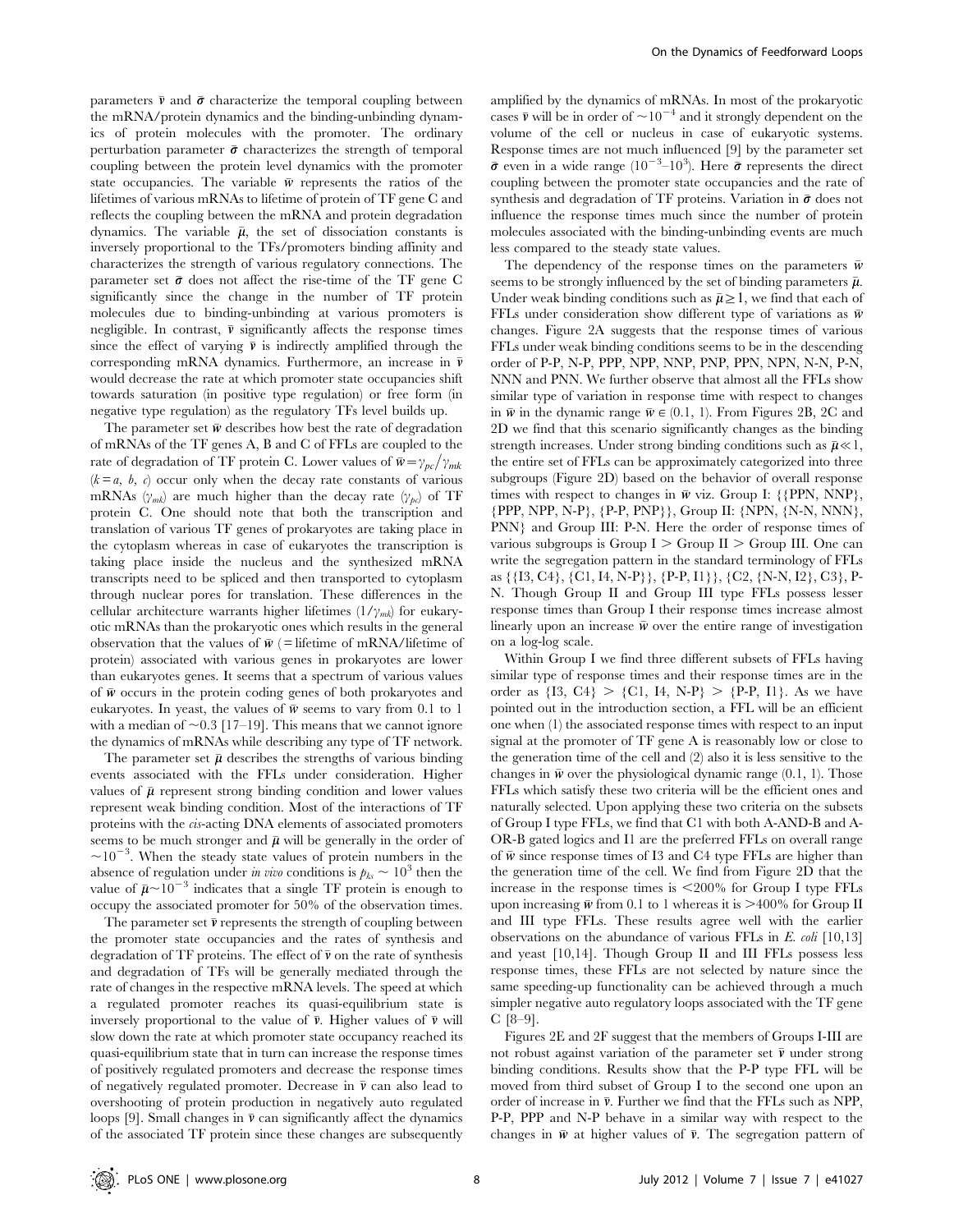parameters $\bar{\nu}$ and $\bar{\sigma}$ characterize the temporal coupling between the mRNA/protein dynamics and the binding-unbinding dynamics of protein molecules with the promoter. The ordinary perturbation parameter $\bar{\sigma}$ characterizes the strength of temporal coupling between the protein level dynamics with the promoter state occupancies. The variable $\bar{w}$ represents the ratios of the lifetimes of various mRNAs to lifetime of protein of TF gene C and reflects the coupling between the mRNA and protein degradation dynamics. The variable $\bar{\mu}$, the set of dissociation constants is inversely proportional to the TFs/promoters binding affinity and characterizes the strength of various regulatory connections. The parameter set $\bar{\sigma}$ does not affect the rise-time of the TF gene C significantly since the change in the number of TF protein molecules due to binding-unbinding at various promoters is negligible. In contrast, $\bar{\nu}$ significantly affects the response times since the effect of varying $\bar{\nu}$ is indirectly amplified through the corresponding mRNA dynamics. Furthermore, an increase in $\bar{\nu}$ would decrease the rate at which promoter state occupancies shift towards saturation (in positive type regulation) or free form (in negative type regulation) as the regulatory TFs level builds up.

The parameter set $\bar{w}$ describes how best the rate of degradation of mRNAs of the TF genes A, B and C of FFLs are coupled to the rate of degradation of TF protein C. Lower values of $\bar{w} = \gamma_{pc}/\gamma_{mk}$ ($k = a, b, c$) occur only when the decay rate constants of various mRNAs ($\gamma_{mk}$) are much higher than the decay rate ($\gamma_{pc}$) of TF protein C. One should note that both the transcription and translation of various TF genes of prokaryotes are taking place in the cytoplasm whereas in case of eukaryotes the transcription is taking place inside the nucleus and the synthesized mRNA transcripts need to be spliced and then transported to cytoplasm through nuclear pores for translation. These differences in the cellular architecture warrants higher lifetimes ($1/\gamma_{mk}$) for eukaryotic mRNAs than the prokaryotic ones which results in the general observation that the values of $\bar{w}$ (= lifetime of mRNA/lifetime of protein) associated with various genes in prokaryotes are lower than eukaryotes genes. It seems that a spectrum of various values of $\bar{w}$ occurs in the protein coding genes of both prokaryotes and eukaryotes. In yeast, the values of $\bar{w}$ seems to vary from 0.1 to 1 with a median of $\sim$0.3 [17–19]. This means that we cannot ignore the dynamics of mRNAs while describing any type of TF network.

The parameter set $\bar{\mu}$ describes the strengths of various binding events associated with the FFLs under consideration. Higher values of $\bar{\mu}$ represent strong binding condition and lower values represent weak binding condition. Most of the interactions of TF proteins with the *cis*-acting DNA elements of associated promoters seems to be much stronger and $\bar{\mu}$ will be generally in the order of $\sim 10^{-3}$. When the steady state values of protein numbers in the absence of regulation under *in vivo* conditions is $p_{ks} \sim 10^3$ then the value of $\bar{\mu} \sim 10^{-3}$ indicates that a single TF protein is enough to occupy the associated promoter for 50% of the observation times.

The parameter set $\bar{\nu}$ represents the strength of coupling between the promoter state occupancies and the rates of synthesis and degradation of TF proteins. The effect of $\bar{\nu}$ on the rate of synthesis and degradation of TFs will be generally mediated through the rate of changes in the respective mRNA levels. The speed at which a regulated promoter reaches its quasi-equilibrium state is inversely proportional to the value of $\bar{\nu}$. Higher values of $\bar{\nu}$ will slow down the rate at which promoter state occupancy reached its quasi-equilibrium state that in turn can increase the response times of positively regulated promoters and decrease the response times of negatively regulated promoter. Decrease in $\bar{\nu}$ can also lead to overshooting of protein production in negatively auto regulated loops [9]. Small changes in $\bar{\nu}$ can significantly affect the dynamics of the associated TF protein since these changes are subsequently amplified by the dynamics of mRNAs. In most of the prokaryotic cases $\bar{\nu}$ will be in order of $\sim 10^{-4}$ and it strongly dependent on the volume of the cell or nucleus in case of eukaryotic systems. Response times are not much influenced [9] by the parameter set $\bar{\sigma}$ even in a wide range ($10^{-3}$–$10^3$). Here $\bar{\sigma}$ represents the direct coupling between the promoter state occupancies and the rate of synthesis and degradation of TF proteins. Variation in $\bar{\sigma}$ does not influence the response times much since the number of protein molecules associated with the binding-unbinding events are much less compared to the steady state values.

The dependency of the response times on the parameters $\bar{w}$ seems to be strongly influenced by the set of binding parameters $\bar{\mu}$. Under weak binding conditions such as $\bar{\mu} \geq 1$, we find that each of FFLs under consideration show different type of variations as $\bar{w}$ changes. Figure 2A suggests that the response times of various FFLs under weak binding conditions seems to be in the descending order of P-P, N-P, PPP, NPP, NNP, PNP, PPN, NPN, N-N, P-N, NNN and PNN. We further observe that almost all the FFLs show similar type of variation in response time with respect to changes in $\bar{w}$ in the dynamic range $\bar{w} \in (0.1, 1)$. From Figures 2B, 2C and 2D we find that this scenario significantly changes as the binding strength increases. Under strong binding conditions such as $\bar{\mu} \ll 1$, the entire set of FFLs can be approximately categorized into three subgroups (Figure 2D) based on the behavior of overall response times with respect to changes in $\bar{w}$ viz. Group I: {{PPN, NNP}, {PPP, NPP, N-P}, {P-P, PNP}}, Group II: {NPN, {N-N, NNN}, PNN} and Group III: P-N. Here the order of response times of various subgroups is Group I > Group II > Group III. One can write the segregation pattern in the standard terminology of FFLs as {{I3, C4}, {C1, I4, N-P}}, {P-P, I1}}, {C2, {N-N, I2}, C3}, P-N. Though Group II and Group III type FFLs possess lesser response times than Group I their response times increase almost linearly upon an increase $\bar{w}$ over the entire range of investigation on a log-log scale.

Within Group I we find three different subsets of FFLs having similar type of response times and their response times are in the order as {I3, C4} > {C1, I4, N-P} > {P-P, I1}. As we have pointed out in the introduction section, a FFL will be an efficient one when (1) the associated response times with respect to an input signal at the promoter of TF gene A is reasonably low or close to the generation time of the cell and (2) also it is less sensitive to the changes in $\bar{w}$ over the physiological dynamic range (0.1, 1). Those FFLs which satisfy these two criteria will be the efficient ones and naturally selected. Upon applying these two criteria on the subsets of Group I type FFLs, we find that C1 with both A-AND-B and A-OR-B gated logics and I1 are the preferred FFLs on overall range of $\bar{w}$ since response times of I3 and C4 type FFLs are higher than the generation time of the cell. We find from Figure 2D that the increase in the response times is <200% for Group I type FFLs upon increasing $\bar{w}$ from 0.1 to 1 whereas it is >400% for Group II and III type FFLs. These results agree well with the earlier observations on the abundance of various FFLs in *E. coli* [10,13] and yeast [10,14]. Though Group II and III FFLs possess less response times, these FFLs are not selected by nature since the same speeding-up functionality can be achieved through a much simpler negative auto regulatory loops associated with the TF gene C [8–9].

Figures 2E and 2F suggest that the members of Groups I-III are not robust against variation of the parameter set $\bar{\nu}$ under strong binding conditions. Results show that the P-P type FFL will be moved from third subset of Group I to the second one upon an order of increase in $\bar{\nu}$. Further we find that the FFLs such as NPP, P-P, PPP and N-P behave in a similar way with respect to the changes in $\bar{w}$ at higher values of $\bar{\nu}$. The segregation pattern of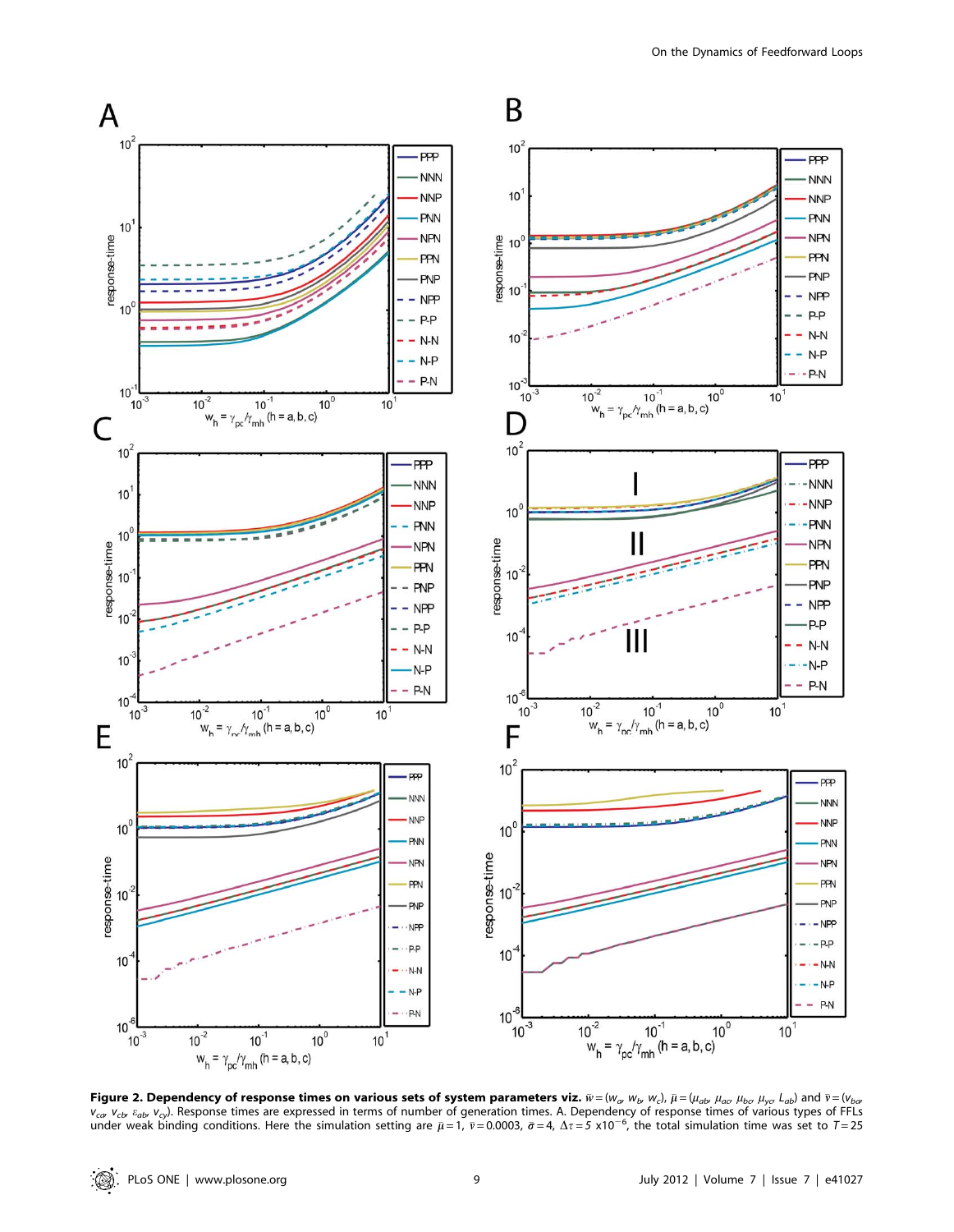**Figure 2. Dependency of response times on various sets of system parameters viz.** $\bar{w} = (w_a, w_b, w_c)$, $\bar{\mu} = (\mu_{ab}, \mu_{ac}, \mu_{bc}, \mu_{yc}, L_{ab})$ and $\bar{v} = (v_{ba}, v_{ca}, v_{cb}, \varepsilon_{ab}, v_{cy})$. Response times are expressed in terms of number of generation times. A. Dependency of response times of various types of FFLs under weak binding conditions. Here the simulation setting are $\bar{\mu} = 1$, $\bar{v} = 0.0003$, $\bar{\sigma} = 4$, $\Delta\tau = 5 \times 10^{-6}$, the total simulation time was set to $T = 25$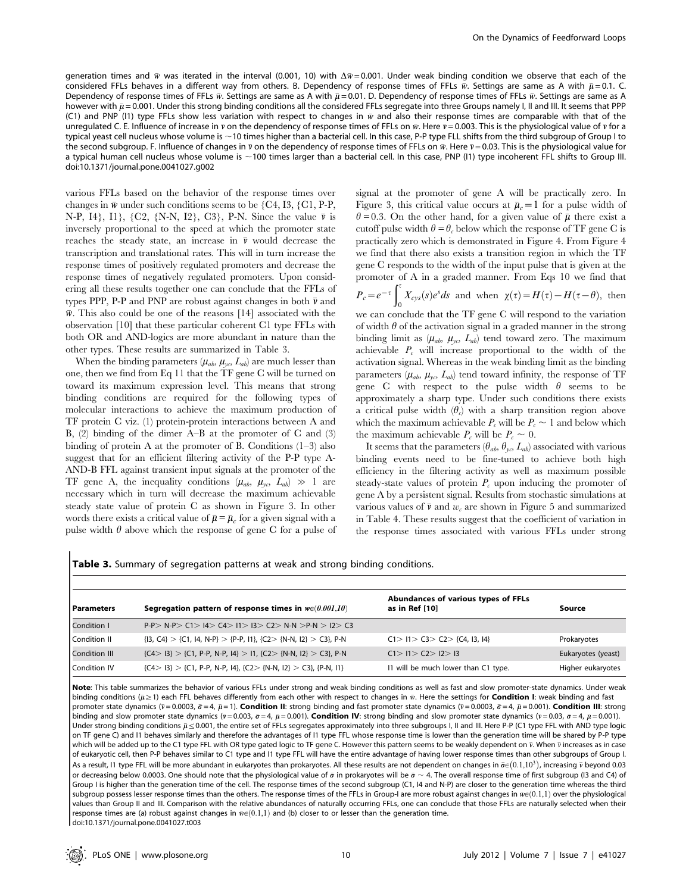generation times and $\bar{w}$ was iterated in the interval (0.001, 10) with $\Delta\bar{w} = 0.001$. Under weak binding condition we observe that each of the considered FFLs behaves in a different way from others. B. Dependency of response times of FFLs $\bar{w}$. Settings are same as A with $\bar{\mu} = 0.1$. C. Dependency of response times of FFLs $\bar{w}$. Settings are same as A with $\bar{\mu} = 0.01$. D. Dependency of response times of FFLs $\bar{w}$. Settings are same as A however with $\bar{\mu} = 0.001$. Under this strong binding conditions all the considered FFLs segregate into three Groups namely I, II and III. It seems that PPP (C1) and PNP (I1) type FFLs show less variation with respect to changes in $\bar{w}$ and also their response times are comparable with that of the unregulated C. E. Influence of increase in $\bar{v}$ on the dependency of response times of FFLs on $\bar{w}$. Here $\bar{v} = 0.003$. This is the physiological value of $\bar{v}$ for a typical yeast cell nucleus whose volume is ~10 times higher than a bacterial cell. In this case, P-P type FLL shifts from the third subgroup of Group I to the second subgroup. F. Influence of changes in $\bar{v}$ on the dependency of response times of FFLs on $\bar{w}$. Here $\bar{v} = 0.03$. This is the physiological value for a typical human cell nucleus whose volume is ~100 times larger than a bacterial cell. In this case, PNP (I1) type incoherent FFL shifts to Group III.
doi:10.1371/journal.pone.0041027.g002

various FFLs based on the behavior of the response times over changes in $\bar{w}$ under such conditions seems to be {C4, I3, {C1, P-P, N-P, I4}, I1}, {C2, {N-N, I2}, C3}, P-N. Since the value $\bar{v}$ is inversely proportional to the speed at which the promoter state reaches the steady state, an increase in $\bar{v}$ would decrease the transcription and translational rates. This will in turn increase the response times of positively regulated promoters and decrease the response times of negatively regulated promoters. Upon considering all these results together one can conclude that the FFLs of types PPP, P-P and PNP are robust against changes in both $\bar{v}$ and $\bar{w}$. This also could be one of the reasons [14] associated with the observation [10] that these particular coherent C1 type FFLs with both OR and AND-logics are more abundant in nature than the other types. These results are summarized in Table 3.

When the binding parameters $(\mu_{ab}, \mu_{yc}, L_{ab})$ are much lesser than one, then we find from Eq 11 that the TF gene C will be turned on toward its maximum expression level. This means that strong binding conditions are required for the following types of molecular interactions to achieve the maximum production of TF protein C viz. (1) protein-protein interactions between A and B, (2) binding of the dimer A–B at the promoter of C and (3) binding of protein A at the promoter of B. Conditions (1–3) also suggest that for an efficient filtering activity of the P-P type A-AND-B FFL against transient input signals at the promoter of the TF gene A, the inequality conditions $(\mu_{ab}, \mu_{yc}, L_{ab}) \gg 1$ are necessary which in turn will decrease the maximum achievable steady state value of protein C as shown in Figure 3. In other words there exists a critical value of $\bar{\mu} = \bar{\mu}_c$ for a given signal with a pulse width $\theta$ above which the response of gene C for a pulse of signal at the promoter of gene A will be practically zero. In Figure 3, this critical value occurs at $\bar{\mu}_c = 1$ for a pulse width of $\theta = 0.3$. On the other hand, for a given value of $\bar{\mu}$ there exist a cutoff pulse width $\theta = \theta_c$ below which the response of TF gene C is practically zero which is demonstrated in Figure 4. From Figure 4 we find that there also exists a transition region in which the TF gene C responds to the width of the input pulse that is given at the promoter of A in a graded manner. From Eqs 10 we find that $P_c = e^{-\tau}\int_0^{\tau} X_{cys}(s)e^{s}ds$ and when $\chi(\tau) = H(\tau) - H(\tau - \theta)$, then we can conclude that the TF gene C will respond to the variation of width $\theta$ of the activation signal in a graded manner in the strong binding limit as $(\mu_{ab}, \mu_{yc}, L_{ab})$ tend toward zero. The maximum achievable $P_c$ will increase proportional to the width of the activation signal. Whereas in the weak binding limit as the binding parameters $(\mu_{ab}, \mu_{yc}, L_{ab})$ tend toward infinity, the response of TF gene C with respect to the pulse width $\theta$ seems to be approximately a sharp type. Under such conditions there exists a critical pulse width $(\theta_c)$ with a sharp transition region above which the maximum achievable $P_c$ will be $P_c \sim 1$ and below which the maximum achievable $P_c$ will be $P_c \sim 0$.

It seems that the parameters $(\theta_{ab}, \theta_{yc}, L_{ab})$ associated with various binding events need to be fine-tuned to achieve both high efficiency in the filtering activity as well as maximum possible steady-state values of protein $P_c$ upon inducing the promoter of gene A by a persistent signal. Results from stochastic simulations at various values of $\bar{v}$ and $w_c$ are shown in Figure 5 and summarized in Table 4. These results suggest that the coefficient of variation in the response times associated with various FFLs under strong

**Table 3.** Summary of segregation patterns at weak and strong binding conditions.

| Parameters | Segregation pattern of response times in $w \in (0.001, 10)$ | Abundances of various types of FFLs as in Ref [10] | Source |
|---|---|---|---|
| Condition I | P-P> N-P> C1> I4> C4> I1> I3> C2> N-N >P-N > I2> C3 | | |
| Condition II | {I3, C4} > {C1, I4, N-P} > {P-P, I1}, {C2> {N-N, I2} > C3}, P-N | C1> I1> C3> C2> {C4, I3, I4} | Prokaryotes |
| Condition III | {C4> I3} > {C1, P-P, N-P, I4} > I1, {C2> {N-N, I2} > C3}, P-N | C1> I1> C2> I2> I3 | Eukaryotes (yeast) |
| Condition IV | {C4> I3} > {C1, P-P, N-P, I4}, {C2> {N-N, I2} > C3}, {P-N, I1} | I1 will be much lower than C1 type. | Higher eukaryotes |

**Note**: This table summarizes the behavior of various FFLs under strong and weak binding conditions as well as fast and slow promoter-state dynamics. Under weak binding conditions ($\bar{\mu} \geq 1$) each FFL behaves differently from each other with respect to changes in $\bar{w}$. Here the settings for **Condition I**: weak binding and fast promoter state dynamics ($\bar{v} = 0.0003$, $\bar{\sigma} = 4$, $\bar{\mu} = 1$). **Condition II**: strong binding and fast promoter state dynamics ($\bar{v} = 0.0003$, $\bar{\sigma} = 4$, $\bar{\mu} = 0.001$). **Condition III**: strong binding and slow promoter state dynamics ($\bar{v} = 0.003$, $\bar{\sigma} = 4$, $\bar{\mu} = 0.001$). **Condition IV**: strong binding and slow promoter state dynamics ($\bar{v} = 0.03$, $\bar{\sigma} = 4$, $\bar{\mu} = 0.001$). Under strong binding conditions $\bar{\mu} \leq 0.001$, the entire set of FFLs segregates approximately into three subgroups I, II and III. Here P-P (C1 type FFL with AND type logic on TF gene C) and I1 behaves similarly and therefore the advantages of I1 type FFL whose response time is lower than the generation time will be shared by P-P type which will be added up to the C1 type FFL with OR type gated logic to TF gene C. However this pattern seems to be weakly dependent on $\bar{v}$. When $\bar{v}$ increases as in case of eukaryotic cell, then P-P behaves similar to C1 type and I1 type FFL will have the entire advantage of having lower response times than other subgroups of Group I. As a result, I1 type FFL will be more abundant in eukaryotes than prokaryotes. All these results are not dependent on changes in $\bar{\sigma} \in (0.1, 10^3)$, increasing $\bar{v}$ beyond 0.03 or decreasing below 0.0003. One should note that the physiological value of $\bar{\sigma}$ in prokaryotes will be $\bar{\sigma} \sim 4$. The overall response time of first subgroup (I3 and C4) of Group I is higher than the generation time of the cell. The response times of the second subgroup (C1, I4 and N-P) are closer to the generation time whereas the third subgroup possess lesser response times than the others. The response times of the FFLs in Group-I are more robust against changes in $\bar{w} \in (0.1, 1)$ over the physiological values than Group II and III. Comparison with the relative abundances of naturally occurring FFLs, one can conclude that those FFLs are naturally selected when their response times are (a) robust against changes in $\bar{w} \in (0.1, 1)$ and (b) closer to or lesser than the generation time.
doi:10.1371/journal.pone.0041027.t003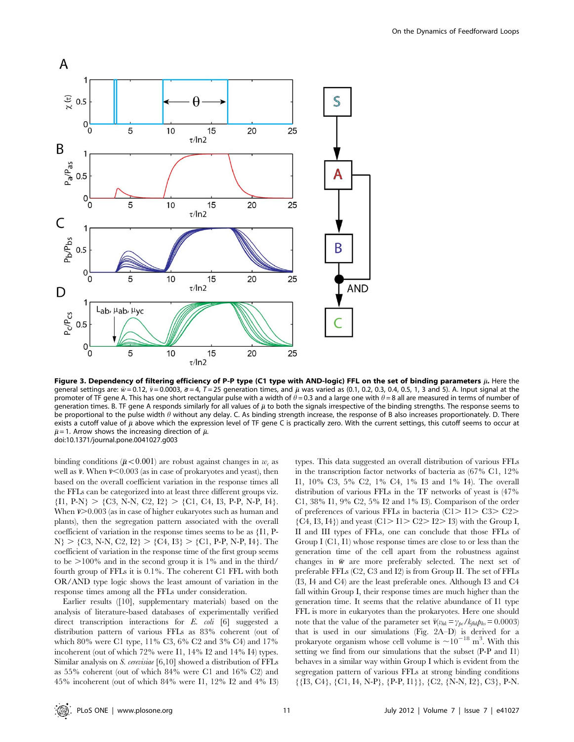**Figure 3. Dependency of filtering efficiency of P-P type (C1 type with AND-logic) FFL on the set of binding parameters $\bar{\mu}$.** Here the general settings are: $\bar{w} = 0.12$, $\bar{v} = 0.0003$, $\bar{\sigma} = 4$, $T = 25$ generation times, and $\bar{\mu}$ was varied as (0.1, 0.2, 0.3, 0.4, 0.5, 1, 3 and 5). A. Input signal at the promoter of TF gene A. This has one short rectangular pulse with a width of $\theta = 0.3$ and a large one with $\theta = 8$ all are measured in terms of number of generation times. B. TF gene A responds similarly for all values of $\bar{\mu}$ to both the signals irrespective of the binding strengths. The response seems to be proportional to the pulse width $\theta$ without any delay. C. As binding strength increase, the response of B also increases proportionately. D. There exists a cutoff value of $\bar{\mu}$ above which the expression level of TF gene C is practically zero. With the current settings, this cutoff seems to occur at $\bar{\mu} = 1$. Arrow shows the increasing direction of $\bar{\mu}$.
doi:10.1371/journal.pone.0041027.g003

binding conditions ($\bar{\mu} < 0.001$) are robust against changes in $w_c$ as well as $\bar{v}$. When $\bar{v} < 0.003$ (as in case of prokaryotes and yeast), then based on the overall coefficient variation in the response times all the FFLs can be categorized into at least three different groups viz. {I1, P-N} > {C3, N-N, C2, I2} > {C1, C4, I3, P-P, N-P, I4}. When $\bar{v} > 0.003$ (as in case of higher eukaryotes such as human and plants), then the segregation pattern associated with the overall coefficient of variation in the response times seems to be as {I1, P-N} > {C3, N-N, C2, I2} > {C4, I3} > {C1, P-P, N-P, I4}. The coefficient of variation in the response time of the first group seems to be >100% and in the second group it is 1% and in the third/fourth group of FFLs it is 0.1%. The coherent C1 FFL with both OR/AND type logic shows the least amount of variation in the response times among all the FFLs under consideration.

Earlier results ([10], supplementary materials) based on the analysis of literature-based databases of experimentally verified direct transcription interactions for *E. coli* [6] suggested a distribution pattern of various FFLs as 83% coherent (out of which 80% were C1 type, 11% C3, 6% C2 and 3% C4) and 17% incoherent (out of which 72% were I1, 14% I2 and 14% I4) types. Similar analysis on *S. cerevisiae* [6,10] showed a distribution of FFLs as 55% coherent (out of which 84% were C1 and 16% C2) and 45% incoherent (out of which 84% were I1, 12% I2 and 4% I3) types. This data suggested an overall distribution of various FFLs in the transcription factor networks of bacteria as (67% C1, 12% I1, 10% C3, 5% C2, 1% C4, 1% I3 and 1% I4). The overall distribution of various FFLs in the TF networks of yeast is (47% C1, 38% I1, 9% C2, 5% I2 and 1% I3). Comparison of the order of preferences of various FFLs in bacteria (C1> I1> C3> C2> {C4, I3, I4}) and yeast (C1> I1> C2> I2> I3) with the Group I, II and III types of FFLs, one can conclude that those FFLs of Group I (C1, I1) whose response times are close to or less than the generation time of the cell apart from the robustness against changes in $\bar{w}$ are more preferably selected. The next set of preferable FFLs (C2, C3 and I2) is from Group II. The set of FFLs (I3, I4 and C4) are the least preferable ones. Although I3 and C4 fall within Group I, their response times are much higher than the generation time. It seems that the relative abundance of I1 type FFL is more in eukaryotes than the prokaryotes. Here one should note that the value of the parameter set $\bar{v}(v_{hk} = \gamma_{pc}/k_{fhk}p_{hs} = 0.0003)$ that is used in our simulations (Fig. 2A–D) is derived for a prokaryote organism whose cell volume is $\sim 10^{-18}$ m$^3$. With this setting we find from our simulations that the subset (P-P and I1) behaves in a similar way within Group I which is evident from the segregation pattern of various FFLs at strong binding conditions {{I3, C4}, {C1, I4, N-P}, {P-P, I1}}, {C2, {N-N, I2}, C3}, P-N.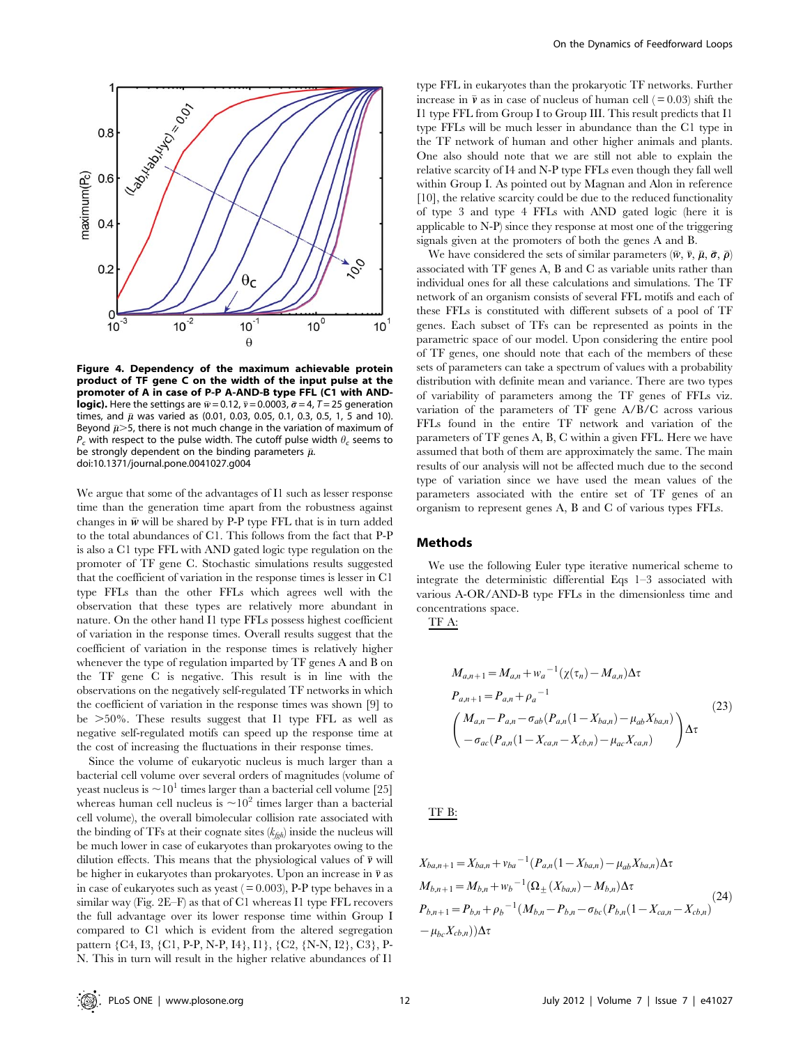**Figure 4. Dependency of the maximum achievable protein product of TF gene C on the width of the input pulse at the promoter of A in case of P-P A-AND-B type FFL (C1 with AND-logic).** Here the settings are $\bar{w} = 0.12$, $\bar{v} = 0.0003$, $\bar{\sigma} = 4$, $T = 25$ generation times, and $\bar{\mu}$ was varied as (0.01, 0.03, 0.05, 0.1, 0.3, 0.5, 1, 5 and 10). Beyond $\bar{\mu} > 5$, there is not much change in the variation of maximum of $P_c$ with respect to the pulse width. The cutoff pulse width $\theta_c$ seems to be strongly dependent on the binding parameters $\bar{\mu}$.
doi:10.1371/journal.pone.0041027.g004

We argue that some of the advantages of I1 such as lesser response time than the generation time apart from the robustness against changes in $\bar{w}$ will be shared by P-P type FFL that is in turn added to the total abundances of C1. This follows from the fact that P-P is also a C1 type FFL with AND gated logic type regulation on the promoter of TF gene C. Stochastic simulations results suggested that the coefficient of variation in the response times is lesser in C1 type FFLs than the other FFLs which agrees well with the observation that these types are relatively more abundant in nature. On the other hand I1 type FFLs possess highest coefficient of variation in the response times. Overall results suggest that the coefficient of variation in the response times is relatively higher whenever the type of regulation imparted by TF genes A and B on the TF gene C is negative. This result is in line with the observations on the negatively self-regulated TF networks in which the coefficient of variation in the response times was shown [9] to be >50%. These results suggest that I1 type FFL as well as negative self-regulated motifs can speed up the response time at the cost of increasing the fluctuations in their response times.

Since the volume of eukaryotic nucleus is much larger than a bacterial cell volume over several orders of magnitudes (volume of yeast nucleus is $\sim 10^1$ times larger than a bacterial cell volume [25] whereas human cell nucleus is $\sim 10^2$ times larger than a bacterial cell volume), the overall bimolecular collision rate associated with the binding of TFs at their cognate sites ($k_{fgh}$) inside the nucleus will be much lower in case of eukaryotes than prokaryotes owing to the dilution effects. This means that the physiological values of $\bar{v}$ will be higher in eukaryotes than prokaryotes. Upon an increase in $\bar{v}$ as in case of eukaryotes such as yeast ($= 0.003$), P-P type behaves in a similar way (Fig. 2E–F) as that of C1 whereas I1 type FFL recovers the full advantage over its lower response time within Group I compared to C1 which is evident from the altered segregation pattern {C4, I3, {C1, P-P, N-P, I4}, I1}, {C2, {N-N, I2}, C3}, P-N. This in turn will result in the higher relative abundances of I1 type FFL in eukaryotes than the prokaryotic TF networks. Further increase in $\bar{v}$ as in case of nucleus of human cell ($= 0.03$) shift the I1 type FFL from Group I to Group III. This result predicts that I1 type FFLs will be much lesser in abundance than the C1 type in the TF network of human and other higher animals and plants. One also should note that we are still not able to explain the relative scarcity of I4 and N-P type FFLs even though they fall well within Group I. As pointed out by Magnan and Alon in reference [10], the relative scarcity could be due to the reduced functionality of type 3 and type 4 FFLs with AND gated logic (here it is applicable to N-P) since they response at most one of the triggering signals given at the promoters of both the genes A and B.

We have considered the sets of similar parameters ($\bar{w}$, $\bar{v}$, $\bar{\mu}$, $\bar{\sigma}$, $\bar{\rho}$) associated with TF genes A, B and C as variable units rather than individual ones for all these calculations and simulations. The TF network of an organism consists of several FFL motifs and each of these FFLs is constituted with different subsets of a pool of TF genes. Each subset of TFs can be represented as points in the parametric space of our model. Upon considering the entire pool of TF genes, one should note that each of the members of these sets of parameters can take a spectrum of values with a probability distribution with definite mean and variance. There are two types of variability of parameters among the TF genes of FFLs viz. variation of the parameters of TF gene A/B/C across various FFLs found in the entire TF network and variation of the parameters of TF genes A, B, C within a given FFL. Here we have assumed that both of them are approximately the same. The main results of our analysis will not be affected much due to the second type of variation since we have used the mean values of the parameters associated with the entire set of TF genes of an organism to represent genes A, B and C of various types FFLs.

## Methods

We use the following Euler type iterative numerical scheme to integrate the deterministic differential Eqs 1–3 associated with various A-OR/AND-B type FFLs in the dimensionless time and concentrations space.

TF A:

$$
\begin{aligned}
&M_{a,n+1} = M_{a,n} + w_a^{-1}(\chi(\tau_n) - M_{a,n})\Delta\tau \\
&P_{a,n+1} = P_{a,n} + \rho_a^{-1} \\
&\begin{pmatrix} M_{a,n} - P_{a,n} - \sigma_{ab}(P_{a,n}(1 - X_{ba,n}) - \mu_{ab}X_{ba,n}) \\ -\sigma_{ac}(P_{a,n}(1 - X_{ca,n} - X_{cb,n}) - \mu_{ac}X_{ca,n}) \end{pmatrix}\Delta\tau
\end{aligned}
\tag{23}
$$

TF B:

$$
\begin{aligned}
&X_{ba,n+1} = X_{ba,n} + v_{ba}^{-1}(P_{a,n}(1 - X_{ba,n}) - \mu_{ab}X_{ba,n})\Delta\tau \\
&M_{b,n+1} = M_{b,n} + w_b^{-1}(\Omega_{\pm}(X_{ba,n}) - M_{b,n})\Delta\tau \\
&P_{b,n+1} = P_{b,n} + \rho_b^{-1}(M_{b,n} - P_{b,n} - \sigma_{bc}(P_{b,n}(1 - X_{ca,n} - X_{cb,n}) \\
&- \mu_{bc}X_{cb,n}))\Delta\tau
\end{aligned}
\tag{24}
$$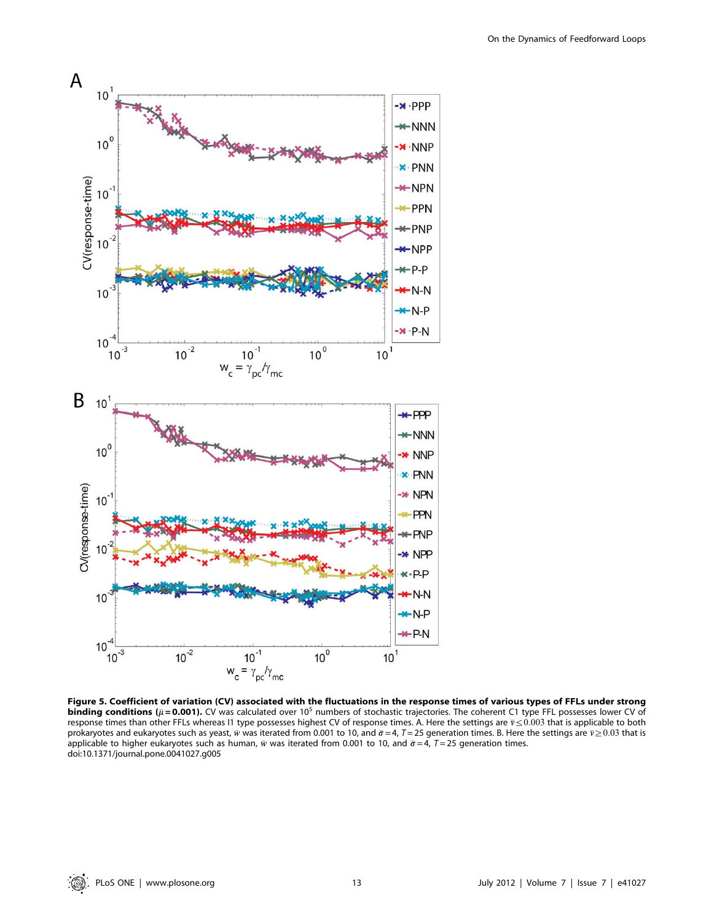**Figure 5. Coefficient of variation (CV) associated with the fluctuations in the response times of various types of FFLs under strong binding conditions ($\bar{\mu} = 0.001$).** CV was calculated over $10^5$ numbers of stochastic trajectories. The coherent C1 type FFL possesses lower CV of response times than other FFLs whereas I1 type possesses highest CV of response times. A. Here the settings are $\bar{v} \leq 0.003$ that is applicable to both prokaryotes and eukaryotes such as yeast, $\bar{w}$ was iterated from 0.001 to 10, and $\bar{\sigma} = 4$, $T = 25$ generation times. B. Here the settings are $\bar{v} \geq 0.03$ that is applicable to higher eukaryotes such as human, $\bar{w}$ was iterated from 0.001 to 10, and $\bar{\sigma} = 4$, $T = 25$ generation times.
doi:10.1371/journal.pone.0041027.g005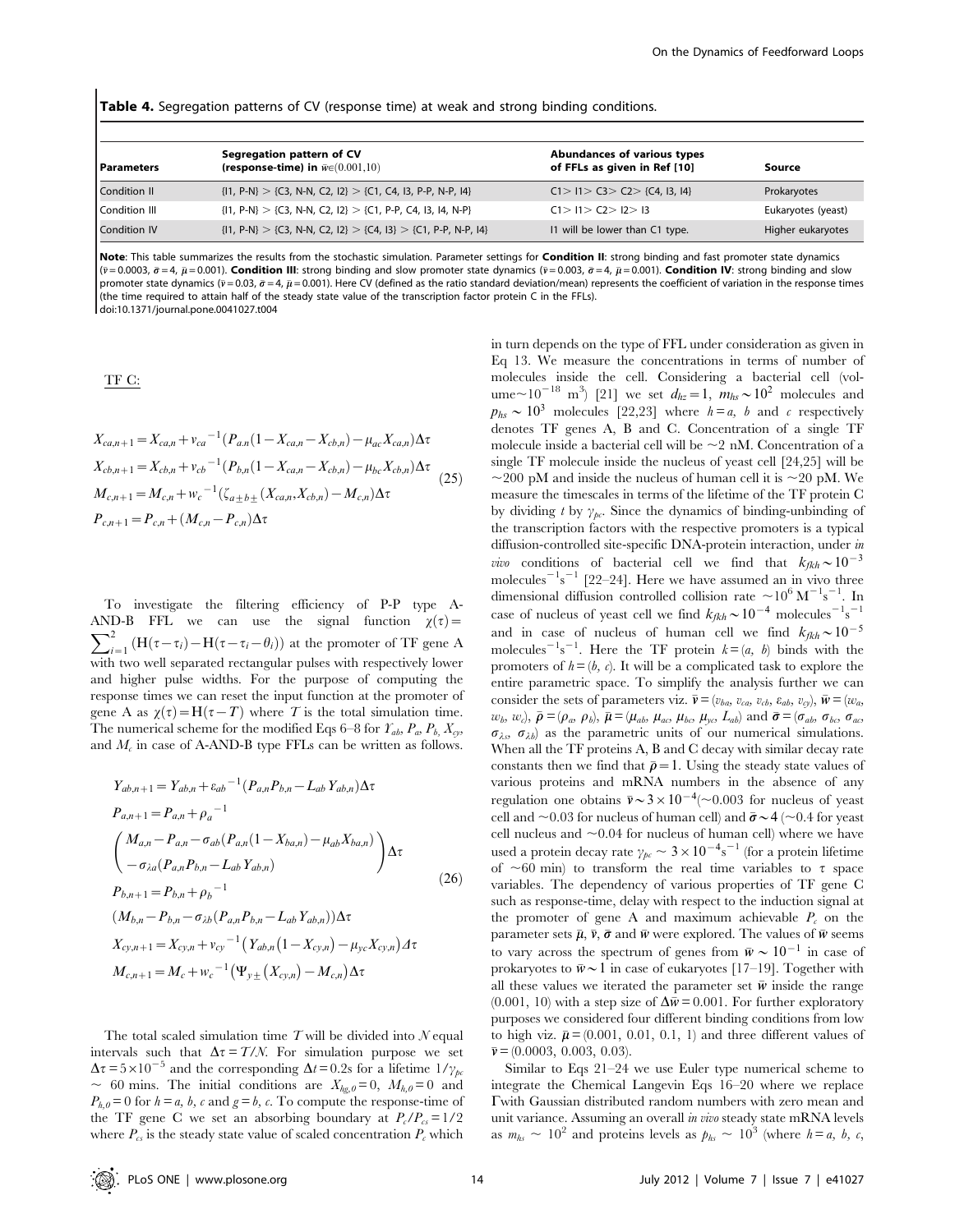**Table 4.** Segregation patterns of CV (response time) at weak and strong binding conditions.

| Parameters | Segregation pattern of CV (response-time) in $\bar{w} \in (0.001, 10)$ | Abundances of various types of FFLs as given in Ref [10] | Source |
|---|---|---|---|
| Condition II | {I1, P-N} > {C3, N-N, C2, I2} > {C1, C4, I3, P-P, N-P, I4} | C1 > I1 > C3 > C2 > {C4, I3, I4} | Prokaryotes |
| Condition III | {I1, P-N} > {C3, N-N, C2, I2} > {C1, P-P, C4, I3, I4, N-P} | C1 > I1 > C2 > I2 > I3 | Eukaryotes (yeast) |
| Condition IV | {I1, P-N} > {C3, N-N, C2, I2} > {C4, I3} > {C1, P-P, N-P, I4} | I1 will be lower than C1 type. | Higher eukaryotes |

**Note**: This table summarizes the results from the stochastic simulation. Parameter settings for **Condition II**: strong binding and fast promoter state dynamics ($\bar{v} = 0.0003$, $\bar{\sigma} = 4$, $\bar{\mu} = 0.001$). **Condition III**: strong binding and slow promoter state dynamics ($\bar{v} = 0.003$, $\bar{\sigma} = 4$, $\bar{\mu} = 0.001$). **Condition IV**: strong binding and slow promoter state dynamics ($\bar{v} = 0.03$, $\bar{\sigma} = 4$, $\bar{\mu} = 0.001$). Here CV (defined as the ratio standard deviation/mean) represents the coefficient of variation in the response times (the time required to attain half of the steady state value of the transcription factor protein C in the FFLs).
doi:10.1371/journal.pone.0041027.t004

TF C:

$$
\begin{aligned}
X_{ca,n+1} &= X_{ca,n} + v_{ca}{}^{-1}(P_{a,n}(1 - X_{ca,n} - X_{cb,n}) - \mu_{ac} X_{ca,n})\Delta\tau \\
X_{cb,n+1} &= X_{cb,n} + v_{cb}{}^{-1}(P_{b,n}(1 - X_{ca,n} - X_{cb,n}) - \mu_{bc} X_{cb,n})\Delta\tau \\
M_{c,n+1} &= M_{c,n} + w_c{}^{-1}(\zeta_{a \pm b \pm}(X_{ca,n}, X_{cb,n}) - M_{c,n})\Delta\tau \\
P_{c,n+1} &= P_{c,n} + (M_{c,n} - P_{c,n})\Delta\tau
\end{aligned} \tag{25}
$$

To investigate the filtering efficiency of P-P type A-AND-B FFL we can use the signal function $\chi(\tau) = \sum_{i=1}^{2} (\mathrm{H}(\tau - \tau_i) - \mathrm{H}(\tau - \tau_i - \theta_i))$ at the promoter of TF gene A with two well separated rectangular pulses with respectively lower and higher pulse widths. For the purpose of computing the response times we can reset the input function at the promoter of gene A as $\chi(\tau) = \mathrm{H}(\tau - T)$ where $T$ is the total simulation time. The numerical scheme for the modified Eqs 6–8 for $Y_{ab}$, $P_a$, $P_b$, $X_{cy}$, and $M_c$ in case of A-AND-B type FFLs can be written as follows.

$$
\begin{aligned}
Y_{ab,n+1} &= Y_{ab,n} + \varepsilon_{ab}{}^{-1}(P_{a,n} P_{b,n} - L_{ab} Y_{ab,n})\Delta\tau \\
P_{a,n+1} &= P_{a,n} + \rho_a{}^{-1} \begin{pmatrix} M_{a,n} - P_{a,n} - \sigma_{ab}(P_{a,n}(1 - X_{ba,n}) - \mu_{ab} X_{ba,n}) \\ - \sigma_{\lambda a}(P_{a,n} P_{b,n} - L_{ab} Y_{ab,n}) \end{pmatrix} \Delta\tau \\
P_{b,n+1} &= P_{b,n} + \rho_b{}^{-1} \\
&\quad (M_{b,n} - P_{b,n} - \sigma_{\lambda b}(P_{a,n} P_{b,n} - L_{ab} Y_{ab,n}))\Delta\tau \\
X_{cy,n+1} &= X_{cy,n} + v_{cy}{}^{-1}(Y_{ab,n}(1 - X_{cy,n}) - \mu_{yc} X_{cy,n})\Delta\tau \\
M_{c,n+1} &= M_c + w_c{}^{-1}(\Psi_{y\pm}(X_{cy,n}) - M_{c,n})\Delta\tau
\end{aligned} \tag{26}
$$

The total scaled simulation time $T$ will be divided into $N$ equal intervals such that $\Delta\tau = T/N$. For simulation purpose we set $\Delta\tau = 5 \times 10^{-5}$ and the corresponding $\Delta t = 0.2$s for a lifetime $1/\gamma_{pc} \sim 60$ mins. The initial conditions are $X_{hg,0} = 0$, $M_{h,0} = 0$ and $P_{h,0} = 0$ for $h = a, b, c$ and $g = b, c$. To compute the response-time of the TF gene C we set an absorbing boundary at $P_c/P_{cs} = 1/2$ where $P_{cs}$ is the steady state value of scaled concentration $P_c$ which in turn depends on the type of FFL under consideration as given in Eq 13. We measure the concentrations in terms of number of molecules inside the cell. Considering a bacterial cell (volume$\sim 10^{-18}$ m$^3$) [21] we set $d_{hz} = 1$, $m_{hs} \sim 10^2$ molecules and $p_{hs} \sim 10^3$ molecules [22,23] where $h = a$, $b$ and $c$ respectively denotes TF genes A, B and C. Concentration of a single TF molecule inside a bacterial cell will be $\sim 2$ nM. Concentration of a single TF molecule inside the nucleus of yeast cell [24,25] will be $\sim 200$ pM and inside the nucleus of human cell it is $\sim 20$ pM. We measure the timescales in terms of the lifetime of the TF protein C by dividing $t$ by $\gamma_{pc}$. Since the dynamics of binding-unbinding of the transcription factors with the respective promoters is a typical diffusion-controlled site-specific DNA-protein interaction, under *in vivo* conditions of bacterial cell we find that $k_{fkh} \sim 10^{-3}$ molecules$^{-1}$s$^{-1}$ [22–24]. Here we have assumed an in vivo three dimensional diffusion controlled collision rate $\sim 10^6$ M$^{-1}$s$^{-1}$. In case of nucleus of yeast cell we find $k_{fkh} \sim 10^{-4}$ molecules$^{-1}$s$^{-1}$ and in case of nucleus of human cell we find $k_{fkh} \sim 10^{-5}$ molecules$^{-1}$s$^{-1}$. Here the TF protein $k = (a, b)$ binds with the promoters of $h = (b, c)$. It will be a complicated task to explore the entire parametric space. To simplify the analysis further we can consider the sets of parameters viz. $\bar{v} = (v_{ba}, v_{ca}, v_{cb}, \varepsilon_{ab}, v_{cy})$, $\bar{w} = (w_a, w_b, w_c)$, $\bar{\rho} = (\rho_a, \rho_b)$, $\bar{\mu} = (\mu_{ab}, \mu_{ac}, \mu_{bc}, \mu_{yc}, L_{ab})$ and $\bar{\sigma} = (\sigma_{ab}, \sigma_{bc}, \sigma_{ac}, \sigma_{\lambda s}, \sigma_{\lambda b})$ as the parametric units of our numerical simulations. When all the TF proteins A, B and C decay with similar decay rate constants then we find that $\bar{\rho} = 1$. Using the steady state values of various proteins and mRNA numbers in the absence of any regulation one obtains $\bar{v} \sim 3 \times 10^{-4}$($\sim 0.003$ for nucleus of yeast cell and $\sim 0.03$ for nucleus of human cell) and $\bar{\sigma} \sim 4$ ($\sim 0.4$ for yeast cell nucleus and $\sim 0.04$ for nucleus of human cell) where we have used a protein decay rate $\gamma_{pc} \sim 3 \times 10^{-4}$s$^{-1}$ (for a protein lifetime of $\sim 60$ min) to transform the real time variables to $\tau$ space variables. The dependency of various properties of TF gene C such as response-time, delay with respect to the induction signal at the promoter of gene A and maximum achievable $P_c$ on the parameter sets $\bar{\mu}$, $\bar{v}$, $\bar{\sigma}$ and $\bar{w}$ were explored. The values of $\bar{w}$ seems to vary across the spectrum of genes from $\bar{w} \sim 10^{-1}$ in case of prokaryotes to $\bar{w} \sim 1$ in case of eukaryotes [17–19]. Together with all these values we iterated the parameter set $\bar{w}$ inside the range (0.001, 10) with a step size of $\Delta\bar{w} = 0.001$. For further exploratory purposes we considered four different binding conditions from low to high viz. $\bar{\mu} = (0.001, 0.01, 0.1, 1)$ and three different values of $\bar{v} = (0.0003, 0.003, 0.03)$.

Similar to Eqs 21–24 we use Euler type numerical scheme to integrate the Chemical Langevin Eqs 16–20 where we replace $\Gamma$with Gaussian distributed random numbers with zero mean and unit variance. Assuming an overall *in vivo* steady state mRNA levels as $m_{hs} \sim 10^2$ and proteins levels as $p_{hs} \sim 10^3$ (where $h = a, b, c$,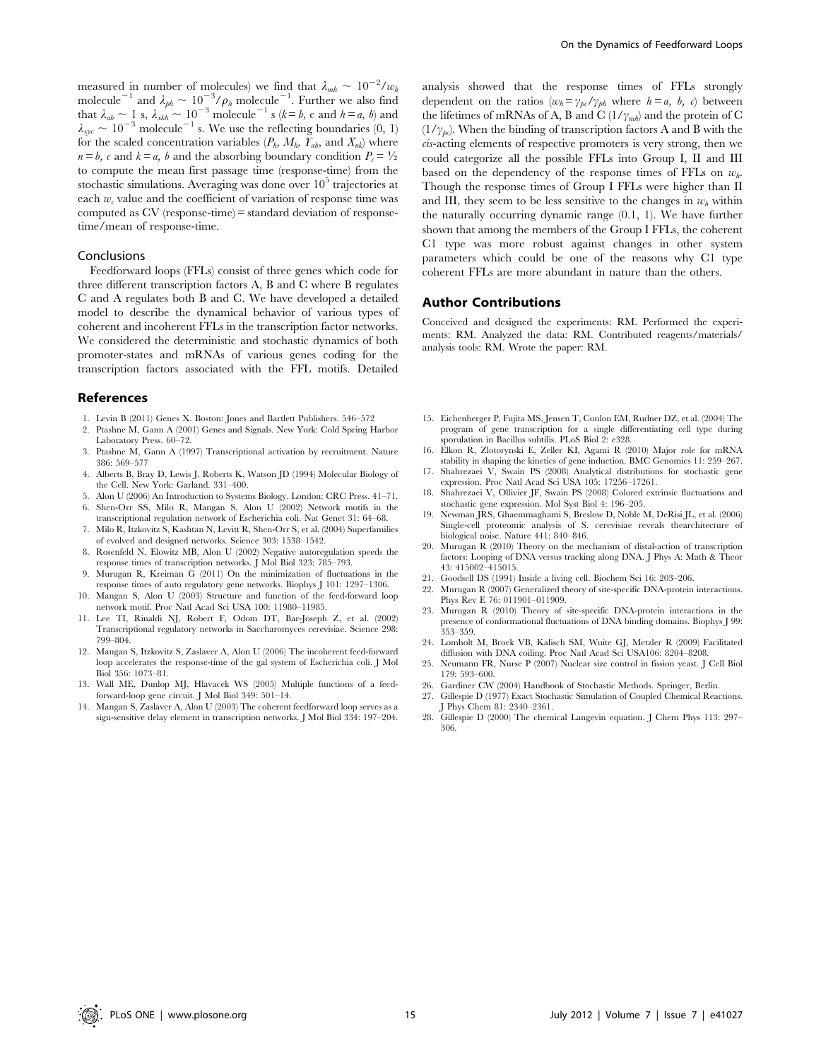measured in number of molecules) we find that $\lambda_{mh} \sim 10^{-2}/w_h$ molecule$^{-1}$ and $\lambda_{ph} \sim 10^{-3}/\rho_h$ molecule$^{-1}$. Further we also find that $\lambda_{ab} \sim 1$ s, $\lambda_{xkh} \sim 10^{-3}$ molecule$^{-1}$ s ($k = b$, c and $h = a$, $b$) and $\lambda_{xyc} \sim 10^{-3}$ molecule$^{-1}$ s. We use the reflecting boundaries (0, 1) for the scaled concentration variables ($P_h$, $M_h$, $Y_{ab}$, and $X_{nk}$) where $n = b$, $c$ and $k = a$, $b$ and the absorbing boundary condition $P_c = ½$ to compute the mean first passage time (response-time) from the stochastic simulations. Averaging was done over $10^5$ trajectories at each $w_c$ value and the coefficient of variation of response time was computed as CV (response-time) = standard deviation of response-time/mean of response-time.

## Conclusions

Feedforward loops (FFLs) consist of three genes which code for three different transcription factors A, B and C where B regulates C and A regulates both B and C. We have developed a detailed model to describe the dynamical behavior of various types of coherent and incoherent FFLs in the transcription factor networks. We considered the deterministic and stochastic dynamics of both promoter-states and mRNAs of various genes coding for the transcription factors associated with the FFL motifs. Detailed analysis showed that the response times of FFLs strongly dependent on the ratios ($w_h = \gamma_{pc}/\gamma_{ph}$ where $h = a$, $b$, $c$) between the lifetimes of mRNAs of A, B and C ($1/\gamma_{mh}$) and the protein of C ($1/\gamma_{pc}$). When the binding of transcription factors A and B with the *cis*-acting elements of respective promoters is very strong, then we could categorize all the possible FFLs into Group I, II and III based on the dependency of the response times of FFLs on $w_h$. Though the response times of Group I FFLs were higher than II and III, they seem to be less sensitive to the changes in $w_h$ within the naturally occurring dynamic range (0.1, 1). We have further shown that among the members of the Group I FFLs, the coherent C1 type was more robust against changes in other system parameters which could be one of the reasons why C1 type coherent FFLs are more abundant in nature than the others.

## Author Contributions

Conceived and designed the experiments: RM. Performed the experiments: RM. Analyzed the data: RM. Contributed reagents/materials/analysis tools: RM. Wrote the paper: RM.

## References

1. Levin B (2011) Genes X. Boston: Jones and Bartlett Publishers. 546–572
2. Ptashne M, Gann A (2001) Genes and Signals. New York: Cold Spring Harbor Laboratory Press. 60–72.
3. Ptashne M, Gann A (1997) Transcriptional activation by recruitment. Nature 386: 569–577
4. Alberts B, Bray D, Lewis J, Roberts K, Watson JD (1994) Molecular Biology of the Cell. New York: Garland. 331–400.
5. Alon U (2006) An Introduction to Systems Biology. London: CRC Press. 41–71.
6. Shen-Orr SS, Milo R, Mangan S, Alon U (2002) Network motifs in the transcriptional regulation network of Escherichia coli. Nat Genet 31: 64–68.
7. Milo R, Itzkovitz S, Kashtan N, Levitt R, Shen-Orr S, et al. (2004) Superfamilies of evolved and designed networks. Science 303: 1538–1542.
8. Rosenfeld N, Elowitz MB, Alon U (2002) Negative autoregulation speeds the response times of transcription networks. J Mol Biol 323: 785–793.
9. Murugan R, Kreiman G (2011) On the minimization of fluctuations in the response times of auto regulatory gene networks. Biophys J 101: 1297–1306.
10. Mangan S, Alon U (2003) Structure and function of the feed-forward loop network motif. Proc Natl Acad Sci USA 100: 11980–11985.
11. Lee TI, Rinaldi NJ, Robert F, Odom DT, Bar-Joseph Z, et al. (2002) Transcriptional regulatory networks in Saccharomyces cerevisiae. Science 298: 799–804.
12. Mangan S, Itzkovitz S, Zaslaver A, Alon U (2006) The incoherent feed-forward loop accelerates the response-time of the gal system of Escherichia coli. J Mol Biol 356: 1073–81.
13. Wall ME, Dunlop MJ, Hlavacek WS (2005) Multiple functions of a feed-forward-loop gene circuit. J Mol Biol 349: 501–14.
14. Mangan S, Zaslaver A, Alon U (2003) The coherent feedforward loop serves as a sign-sensitive delay element in transcription networks. J Mol Biol 334: 197–204.
15. Eichenberger P, Fujita MS, Jensen T, Conlon EM, Rudner DZ, et al. (2004) The program of gene transcription for a single differentiating cell type during sporulation in Bacillus subtilis. PLoS Biol 2: e328.
16. Elkon R, Zlotorynski E, Zeller KI, Agami R (2010) Major role for mRNA stability in shaping the kinetics of gene induction. BMC Genomics 11: 259–267.
17. Shahrezaei V, Swain PS (2008) Analytical distributions for stochastic gene expression. Proc Natl Acad Sci USA 105: 17256–17261.
18. Shahrezaei V, Ollivier JF, Swain PS (2008) Colored extrinsic fluctuations and stochastic gene expression. Mol Syst Biol 4: 196–205.
19. Newman JRS, Ghaemmaghami S, Breslow D, Noble M, DeRisi JL, et al. (2006) Single-cell proteomic analysis of S. cerevisiae reveals thearchitecture of biological noise. Nature 441: 840–846.
20. Murugan R (2010) Theory on the mechanism of distal-action of transcription factors: Looping of DNA versus tracking along DNA. J Phys A: Math & Theor 43: 415002–415015.
21. Goodsell DS (1991) Inside a living cell. Biochem Sci 16: 203–206.
22. Murugan R (2007) Generalized theory of site-specific DNA-protein interactions. Phys Rev E 76: 011901–011909.
23. Murugan R (2010) Theory of site-specific DNA-protein interactions in the presence of conformational fluctuations of DNA binding domains. Biophys J 99: 353–359.
24. Lomholt M, Broek VB, Kalisch SM, Wuite GJ, Metzler R (2009) Facilitated diffusion with DNA coiling. Proc Natl Acad Sci USA106: 8204–8208.
25. Neumann FR, Nurse P (2007) Nuclear size control in fission yeast. J Cell Biol 179: 593–600.
26. Gardiner CW (2004) Handbook of Stochastic Methods. Springer, Berlin.
27. Gillespie D (1977) Exact Stochastic Simulation of Coupled Chemical Reactions. J Phys Chem 81: 2340–2361.
28. Gillespie D (2000) The chemical Langevin equation. J Chem Phys 113: 297–306.